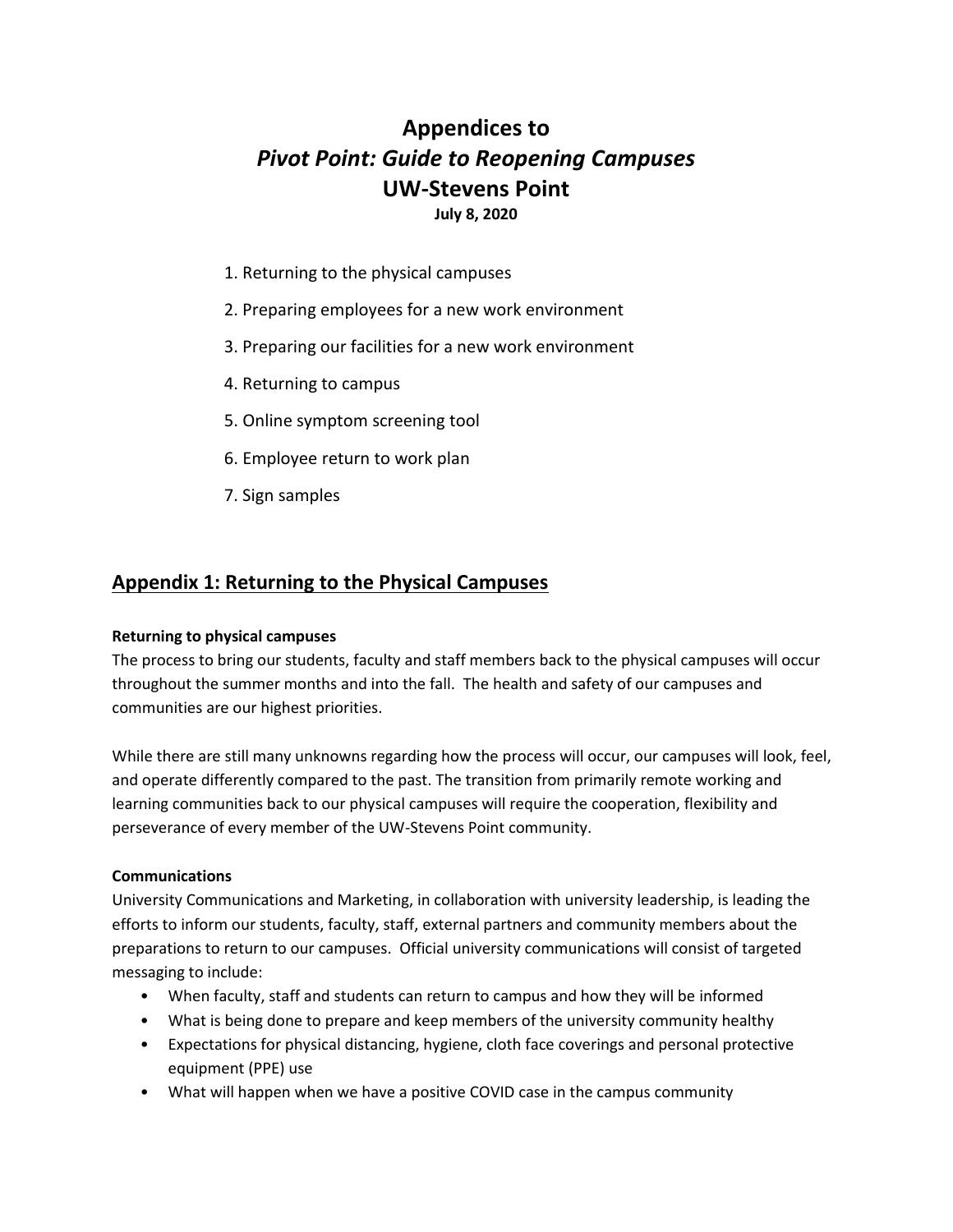# Appendices to *Pivot Point: Guide to Reopening Campuses* UW-Stevens Point

**July 8, 2020**

1. Returning to the physical campuses
2. Preparing employees for a new work environment
3. Preparing our facilities for a new work environment
4. Returning to campus
5. Online symptom screening tool
6. Employee return to work plan
7. Sign samples

## Appendix 1: Returning to the Physical Campuses

**Returning to physical campuses**

The process to bring our students, faculty and staff members back to the physical campuses will occur throughout the summer months and into the fall. The health and safety of our campuses and communities are our highest priorities.

While there are still many unknowns regarding how the process will occur, our campuses will look, feel, and operate differently compared to the past. The transition from primarily remote working and learning communities back to our physical campuses will require the cooperation, flexibility and perseverance of every member of the UW-Stevens Point community.

**Communications**

University Communications and Marketing, in collaboration with university leadership, is leading the efforts to inform our students, faculty, staff, external partners and community members about the preparations to return to our campuses. Official university communications will consist of targeted messaging to include:

- When faculty, staff and students can return to campus and how they will be informed
- What is being done to prepare and keep members of the university community healthy
- Expectations for physical distancing, hygiene, cloth face coverings and personal protective equipment (PPE) use
- What will happen when we have a positive COVID case in the campus community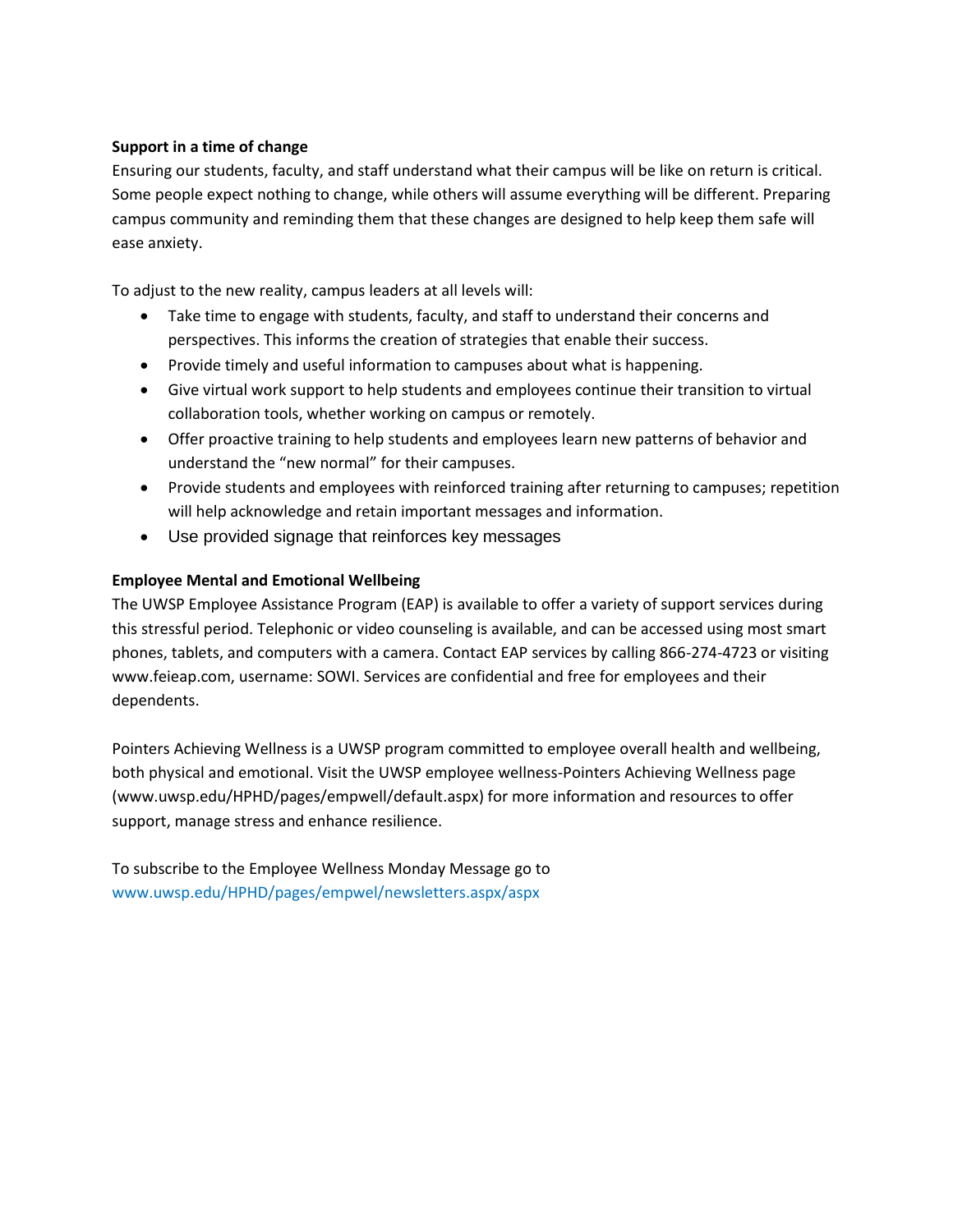**Support in a time of change**

Ensuring our students, faculty, and staff understand what their campus will be like on return is critical. Some people expect nothing to change, while others will assume everything will be different. Preparing campus community and reminding them that these changes are designed to help keep them safe will ease anxiety.

To adjust to the new reality, campus leaders at all levels will:

- Take time to engage with students, faculty, and staff to understand their concerns and perspectives. This informs the creation of strategies that enable their success.
- Provide timely and useful information to campuses about what is happening.
- Give virtual work support to help students and employees continue their transition to virtual collaboration tools, whether working on campus or remotely.
- Offer proactive training to help students and employees learn new patterns of behavior and understand the "new normal" for their campuses.
- Provide students and employees with reinforced training after returning to campuses; repetition will help acknowledge and retain important messages and information.
- Use provided signage that reinforces key messages

**Employee Mental and Emotional Wellbeing**

The UWSP Employee Assistance Program (EAP) is available to offer a variety of support services during this stressful period. Telephonic or video counseling is available, and can be accessed using most smart phones, tablets, and computers with a camera. Contact EAP services by calling 866-274-4723 or visiting www.feieap.com, username: SOWI. Services are confidential and free for employees and their dependents.

Pointers Achieving Wellness is a UWSP program committed to employee overall health and wellbeing, both physical and emotional. Visit the UWSP employee wellness-Pointers Achieving Wellness page (www.uwsp.edu/HPHD/pages/empwell/default.aspx) for more information and resources to offer support, manage stress and enhance resilience.

To subscribe to the Employee Wellness Monday Message go to www.uwsp.edu/HPHD/pages/empwel/newsletters.aspx/aspx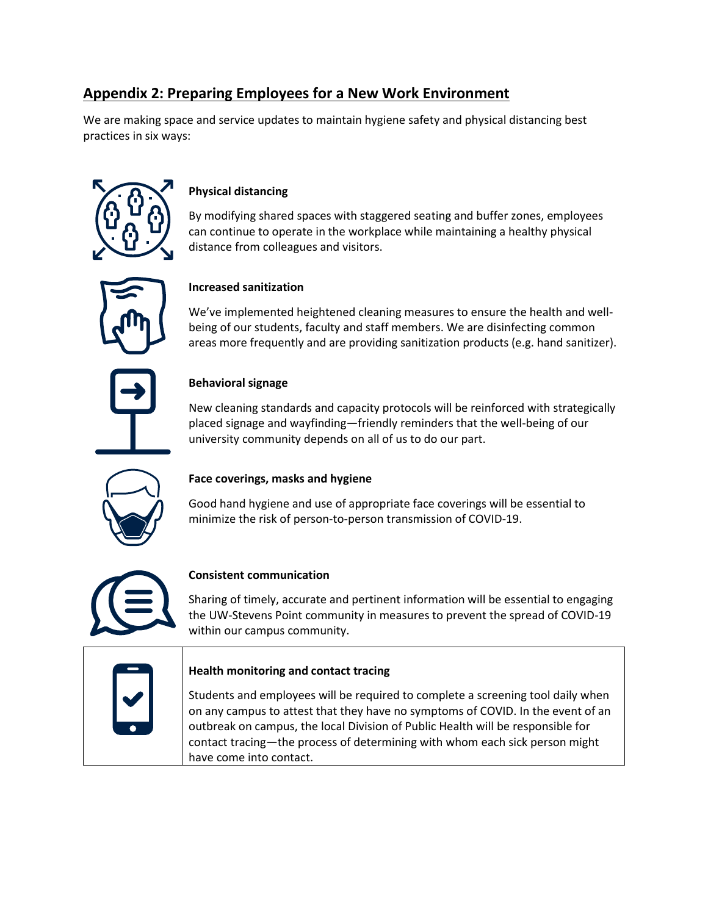## Appendix 2: Preparing Employees for a New Work Environment

We are making space and service updates to maintain hygiene safety and physical distancing best practices in six ways:

**Physical distancing**

By modifying shared spaces with staggered seating and buffer zones, employees can continue to operate in the workplace while maintaining a healthy physical distance from colleagues and visitors.

**Increased sanitization**

We've implemented heightened cleaning measures to ensure the health and well-being of our students, faculty and staff members. We are disinfecting common areas more frequently and are providing sanitization products (e.g. hand sanitizer).

**Behavioral signage**

New cleaning standards and capacity protocols will be reinforced with strategically placed signage and wayfinding—friendly reminders that the well-being of our university community depends on all of us to do our part.

**Face coverings, masks and hygiene**

Good hand hygiene and use of appropriate face coverings will be essential to minimize the risk of person-to-person transmission of COVID-19.

**Consistent communication**

Sharing of timely, accurate and pertinent information will be essential to engaging the UW-Stevens Point community in measures to prevent the spread of COVID-19 within our campus community.

**Health monitoring and contact tracing**

Students and employees will be required to complete a screening tool daily when on any campus to attest that they have no symptoms of COVID. In the event of an outbreak on campus, the local Division of Public Health will be responsible for contact tracing—the process of determining with whom each sick person might have come into contact.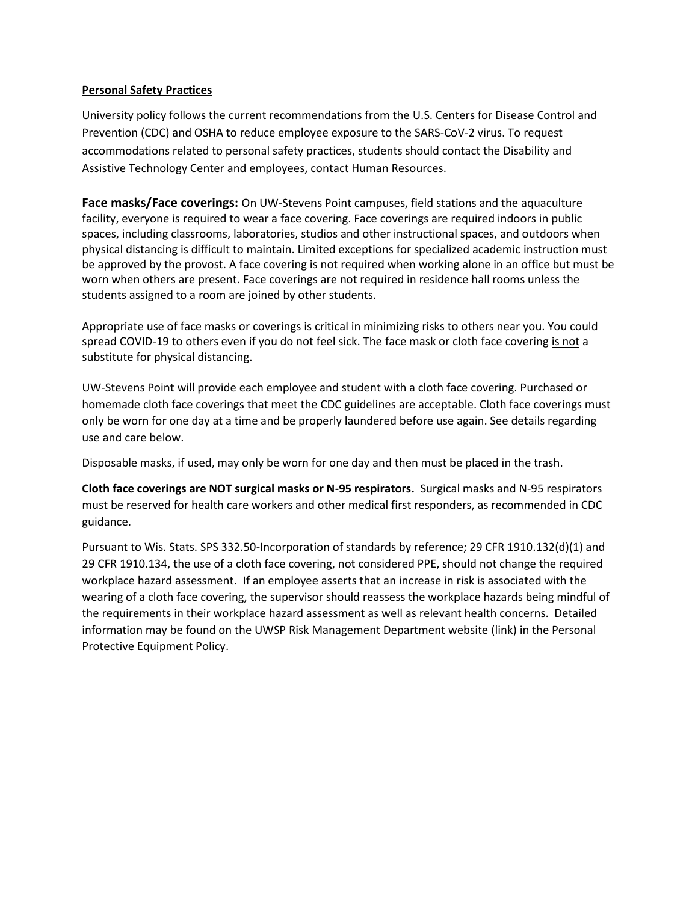**Personal Safety Practices**

University policy follows the current recommendations from the U.S. Centers for Disease Control and Prevention (CDC) and OSHA to reduce employee exposure to the SARS-CoV-2 virus. To request accommodations related to personal safety practices, students should contact the Disability and Assistive Technology Center and employees, contact Human Resources.

**Face masks/Face coverings:** On UW-Stevens Point campuses, field stations and the aquaculture facility, everyone is required to wear a face covering. Face coverings are required indoors in public spaces, including classrooms, laboratories, studios and other instructional spaces, and outdoors when physical distancing is difficult to maintain. Limited exceptions for specialized academic instruction must be approved by the provost. A face covering is not required when working alone in an office but must be worn when others are present. Face coverings are not required in residence hall rooms unless the students assigned to a room are joined by other students.

Appropriate use of face masks or coverings is critical in minimizing risks to others near you. You could spread COVID-19 to others even if you do not feel sick. The face mask or cloth face covering is not a substitute for physical distancing.

UW-Stevens Point will provide each employee and student with a cloth face covering. Purchased or homemade cloth face coverings that meet the CDC guidelines are acceptable. Cloth face coverings must only be worn for one day at a time and be properly laundered before use again. See details regarding use and care below.

Disposable masks, if used, may only be worn for one day and then must be placed in the trash.

**Cloth face coverings are NOT surgical masks or N-95 respirators.** Surgical masks and N-95 respirators must be reserved for health care workers and other medical first responders, as recommended in CDC guidance.

Pursuant to Wis. Stats. SPS 332.50-Incorporation of standards by reference; 29 CFR 1910.132(d)(1) and 29 CFR 1910.134, the use of a cloth face covering, not considered PPE, should not change the required workplace hazard assessment. If an employee asserts that an increase in risk is associated with the wearing of a cloth face covering, the supervisor should reassess the workplace hazards being mindful of the requirements in their workplace hazard assessment as well as relevant health concerns. Detailed information may be found on the UWSP Risk Management Department website (link) in the Personal Protective Equipment Policy.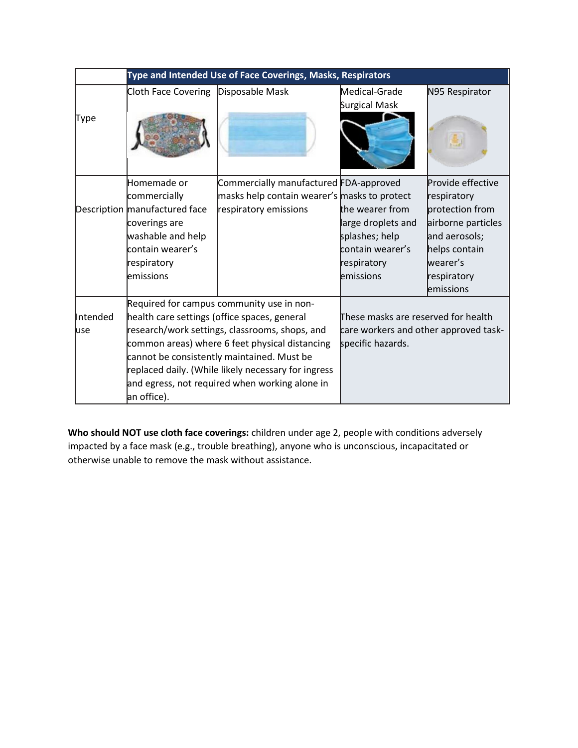| | Type and Intended Use of Face Coverings, Masks, Respirators | | | |
|---|---|---|---|---|
| Type | Cloth Face Covering | Disposable Mask | Medical-Grade Surgical Mask | N95 Respirator |
| Description | Homemade or commercially manufactured face coverings are washable and help contain wearer's respiratory emissions | Commercially manufactured masks help contain wearer's respiratory emissions | FDA-approved masks to protect the wearer from large droplets and splashes; help contain wearer's respiratory emissions | Provide effective respiratory protection from airborne particles and aerosols; helps contain wearer's respiratory emissions |
| Intended use | Required for campus community use in non-health care settings (office spaces, general research/work settings, classrooms, shops, and common areas) where 6 feet physical distancing cannot be consistently maintained. Must be replaced daily. (While likely necessary for ingress and egress, not required when working alone in an office). | | These masks are reserved for health care workers and other approved task-specific hazards. | |

**Who should NOT use cloth face coverings:** children under age 2, people with conditions adversely impacted by a face mask (e.g., trouble breathing), anyone who is unconscious, incapacitated or otherwise unable to remove the mask without assistance.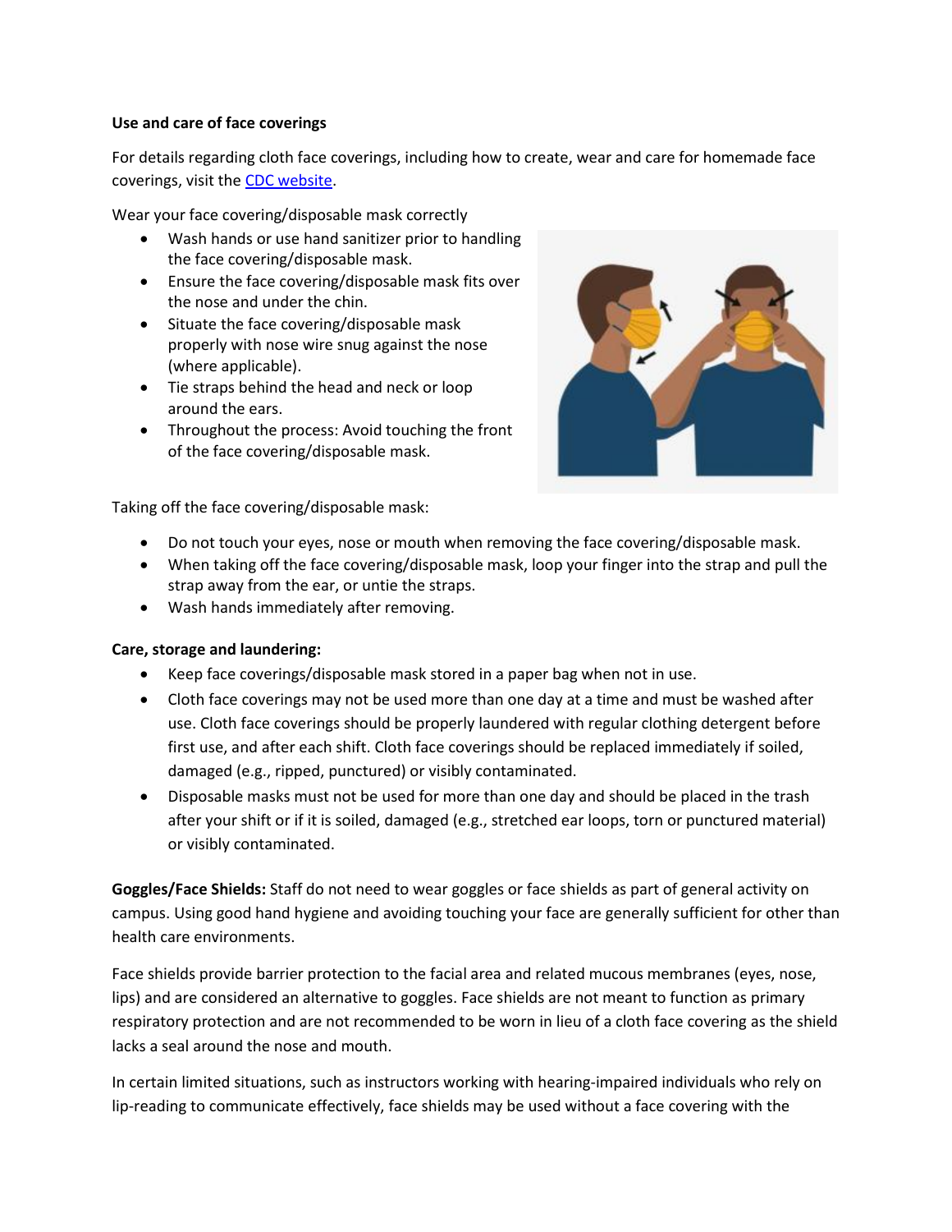**Use and care of face coverings**

For details regarding cloth face coverings, including how to create, wear and care for homemade face coverings, visit the [CDC website](CDC website).

Wear your face covering/disposable mask correctly

- Wash hands or use hand sanitizer prior to handling the face covering/disposable mask.
- Ensure the face covering/disposable mask fits over the nose and under the chin.
- Situate the face covering/disposable mask properly with nose wire snug against the nose (where applicable).
- Tie straps behind the head and neck or loop around the ears.
- Throughout the process: Avoid touching the front of the face covering/disposable mask.

Taking off the face covering/disposable mask:

- Do not touch your eyes, nose or mouth when removing the face covering/disposable mask.
- When taking off the face covering/disposable mask, loop your finger into the strap and pull the strap away from the ear, or untie the straps.
- Wash hands immediately after removing.

**Care, storage and laundering:**

- Keep face coverings/disposable mask stored in a paper bag when not in use.
- Cloth face coverings may not be used more than one day at a time and must be washed after use. Cloth face coverings should be properly laundered with regular clothing detergent before first use, and after each shift. Cloth face coverings should be replaced immediately if soiled, damaged (e.g., ripped, punctured) or visibly contaminated.
- Disposable masks must not be used for more than one day and should be placed in the trash after your shift or if it is soiled, damaged (e.g., stretched ear loops, torn or punctured material) or visibly contaminated.

**Goggles/Face Shields:** Staff do not need to wear goggles or face shields as part of general activity on campus. Using good hand hygiene and avoiding touching your face are generally sufficient for other than health care environments.

Face shields provide barrier protection to the facial area and related mucous membranes (eyes, nose, lips) and are considered an alternative to goggles. Face shields are not meant to function as primary respiratory protection and are not recommended to be worn in lieu of a cloth face covering as the shield lacks a seal around the nose and mouth.

In certain limited situations, such as instructors working with hearing-impaired individuals who rely on lip-reading to communicate effectively, face shields may be used without a face covering with the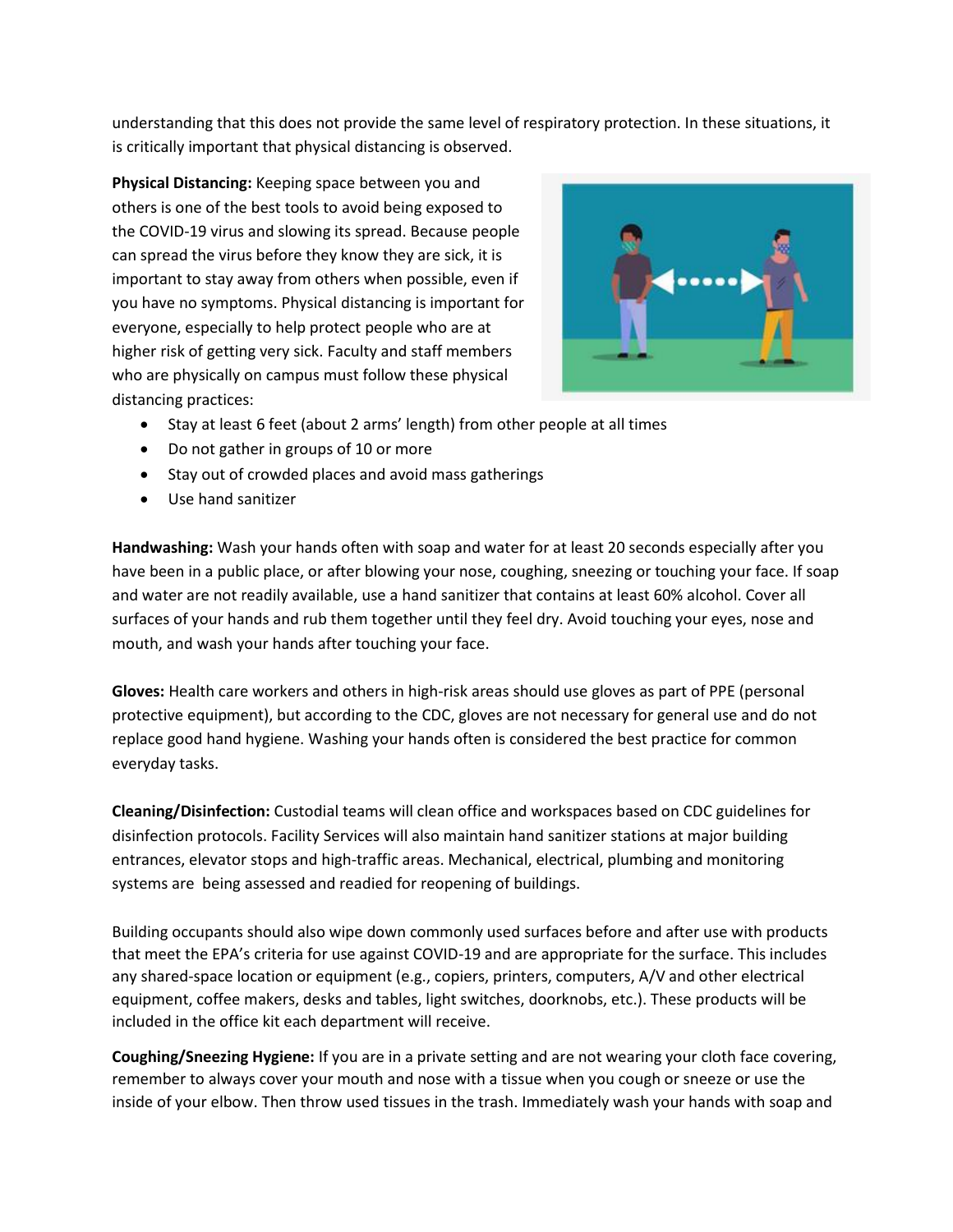understanding that this does not provide the same level of respiratory protection. In these situations, it is critically important that physical distancing is observed.

**Physical Distancing:** Keeping space between you and others is one of the best tools to avoid being exposed to the COVID-19 virus and slowing its spread. Because people can spread the virus before they know they are sick, it is important to stay away from others when possible, even if you have no symptoms. Physical distancing is important for everyone, especially to help protect people who are at higher risk of getting very sick. Faculty and staff members who are physically on campus must follow these physical distancing practices:

- Stay at least 6 feet (about 2 arms' length) from other people at all times
- Do not gather in groups of 10 or more
- Stay out of crowded places and avoid mass gatherings
- Use hand sanitizer

**Handwashing:** Wash your hands often with soap and water for at least 20 seconds especially after you have been in a public place, or after blowing your nose, coughing, sneezing or touching your face. If soap and water are not readily available, use a hand sanitizer that contains at least 60% alcohol. Cover all surfaces of your hands and rub them together until they feel dry. Avoid touching your eyes, nose and mouth, and wash your hands after touching your face.

**Gloves:** Health care workers and others in high-risk areas should use gloves as part of PPE (personal protective equipment), but according to the CDC, gloves are not necessary for general use and do not replace good hand hygiene. Washing your hands often is considered the best practice for common everyday tasks.

**Cleaning/Disinfection:** Custodial teams will clean office and workspaces based on CDC guidelines for disinfection protocols. Facility Services will also maintain hand sanitizer stations at major building entrances, elevator stops and high-traffic areas. Mechanical, electrical, plumbing and monitoring systems are being assessed and readied for reopening of buildings.

Building occupants should also wipe down commonly used surfaces before and after use with products that meet the EPA's criteria for use against COVID-19 and are appropriate for the surface. This includes any shared-space location or equipment (e.g., copiers, printers, computers, A/V and other electrical equipment, coffee makers, desks and tables, light switches, doorknobs, etc.). These products will be included in the office kit each department will receive.

**Coughing/Sneezing Hygiene:** If you are in a private setting and are not wearing your cloth face covering, remember to always cover your mouth and nose with a tissue when you cough or sneeze or use the inside of your elbow. Then throw used tissues in the trash. Immediately wash your hands with soap and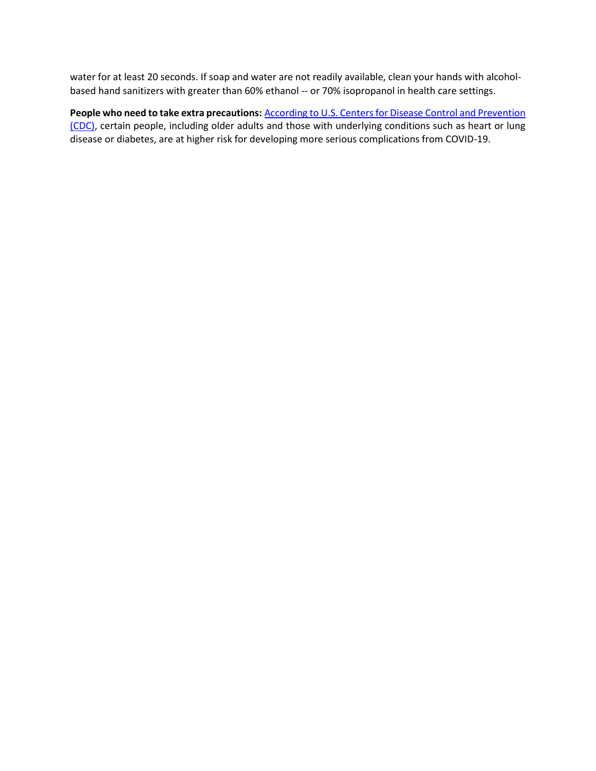water for at least 20 seconds. If soap and water are not readily available, clean your hands with alcohol-based hand sanitizers with greater than 60% ethanol -- or 70% isopropanol in health care settings.

**People who need to take extra precautions:** According to U.S. Centers for Disease Control and Prevention (CDC), certain people, including older adults and those with underlying conditions such as heart or lung disease or diabetes, are at higher risk for developing more serious complications from COVID-19.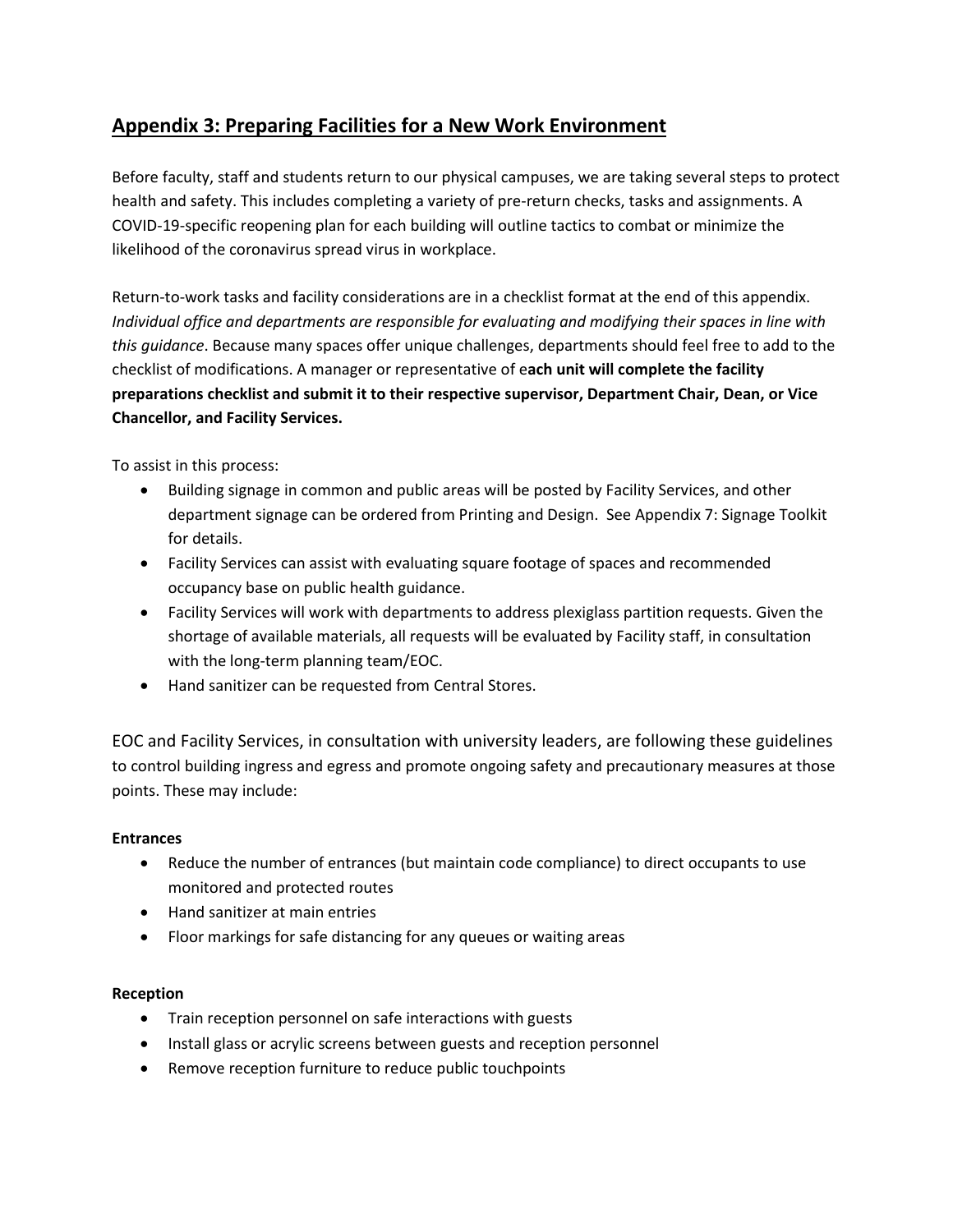## Appendix 3: Preparing Facilities for a New Work Environment

Before faculty, staff and students return to our physical campuses, we are taking several steps to protect health and safety. This includes completing a variety of pre-return checks, tasks and assignments. A COVID-19-specific reopening plan for each building will outline tactics to combat or minimize the likelihood of the coronavirus spread virus in workplace.

Return-to-work tasks and facility considerations are in a checklist format at the end of this appendix. *Individual office and departments are responsible for evaluating and modifying their spaces in line with this guidance*. Because many spaces offer unique challenges, departments should feel free to add to the checklist of modifications. A manager or representative of e**ach unit will complete the facility preparations checklist and submit it to their respective supervisor, Department Chair, Dean, or Vice Chancellor, and Facility Services.**

To assist in this process:

- Building signage in common and public areas will be posted by Facility Services, and other department signage can be ordered from Printing and Design. See Appendix 7: Signage Toolkit for details.
- Facility Services can assist with evaluating square footage of spaces and recommended occupancy base on public health guidance.
- Facility Services will work with departments to address plexiglass partition requests. Given the shortage of available materials, all requests will be evaluated by Facility staff, in consultation with the long-term planning team/EOC.
- Hand sanitizer can be requested from Central Stores.

EOC and Facility Services, in consultation with university leaders, are following these guidelines to control building ingress and egress and promote ongoing safety and precautionary measures at those points. These may include:

**Entrances**

- Reduce the number of entrances (but maintain code compliance) to direct occupants to use monitored and protected routes
- Hand sanitizer at main entries
- Floor markings for safe distancing for any queues or waiting areas

**Reception**

- Train reception personnel on safe interactions with guests
- Install glass or acrylic screens between guests and reception personnel
- Remove reception furniture to reduce public touchpoints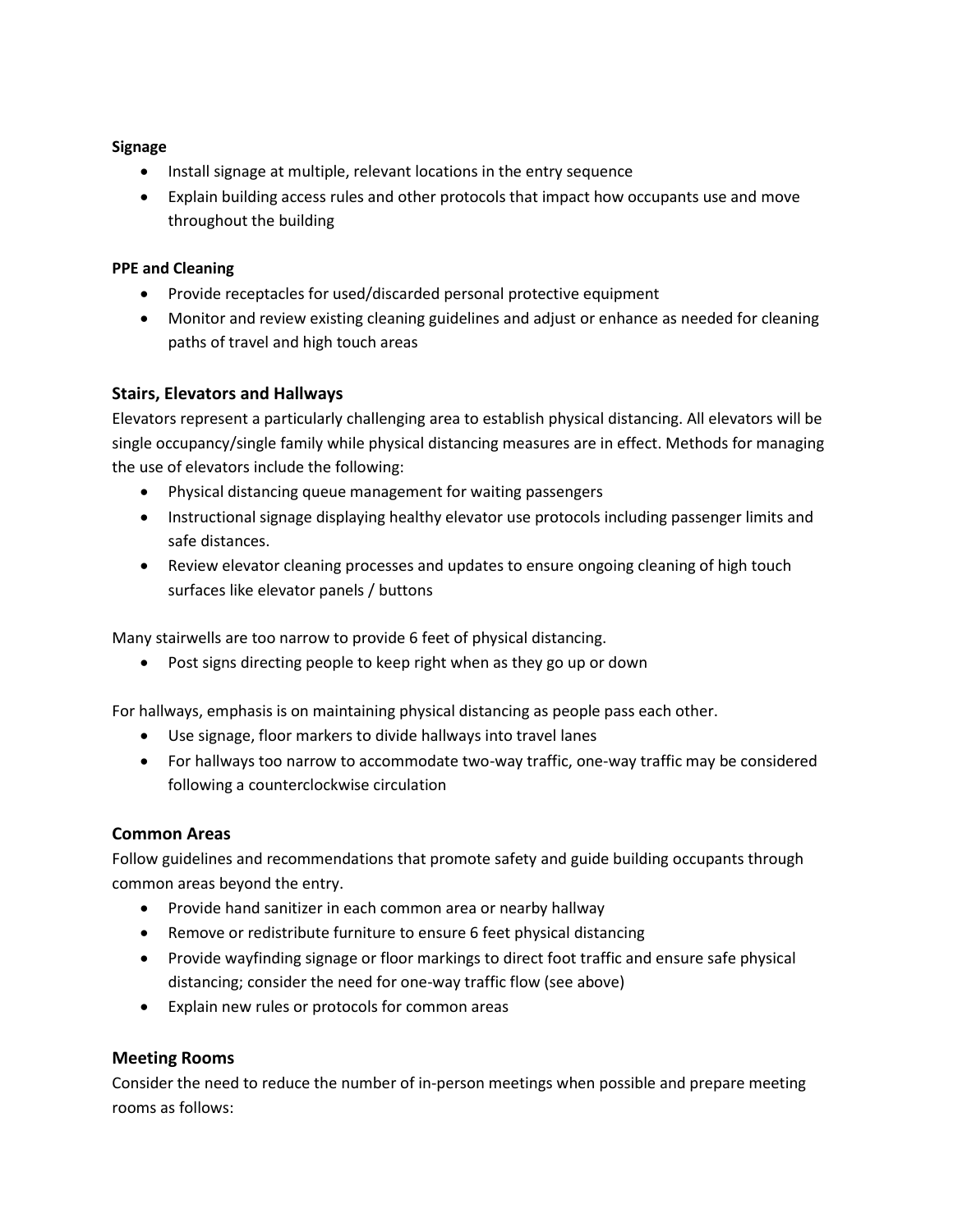**Signage**

- Install signage at multiple, relevant locations in the entry sequence
- Explain building access rules and other protocols that impact how occupants use and move throughout the building

**PPE and Cleaning**

- Provide receptacles for used/discarded personal protective equipment
- Monitor and review existing cleaning guidelines and adjust or enhance as needed for cleaning paths of travel and high touch areas

## Stairs, Elevators and Hallways

Elevators represent a particularly challenging area to establish physical distancing. All elevators will be single occupancy/single family while physical distancing measures are in effect. Methods for managing the use of elevators include the following:

- Physical distancing queue management for waiting passengers
- Instructional signage displaying healthy elevator use protocols including passenger limits and safe distances.
- Review elevator cleaning processes and updates to ensure ongoing cleaning of high touch surfaces like elevator panels / buttons

Many stairwells are too narrow to provide 6 feet of physical distancing.

- Post signs directing people to keep right when as they go up or down

For hallways, emphasis is on maintaining physical distancing as people pass each other.

- Use signage, floor markers to divide hallways into travel lanes
- For hallways too narrow to accommodate two-way traffic, one-way traffic may be considered following a counterclockwise circulation

## Common Areas

Follow guidelines and recommendations that promote safety and guide building occupants through common areas beyond the entry.

- Provide hand sanitizer in each common area or nearby hallway
- Remove or redistribute furniture to ensure 6 feet physical distancing
- Provide wayfinding signage or floor markings to direct foot traffic and ensure safe physical distancing; consider the need for one-way traffic flow (see above)
- Explain new rules or protocols for common areas

## Meeting Rooms

Consider the need to reduce the number of in-person meetings when possible and prepare meeting rooms as follows: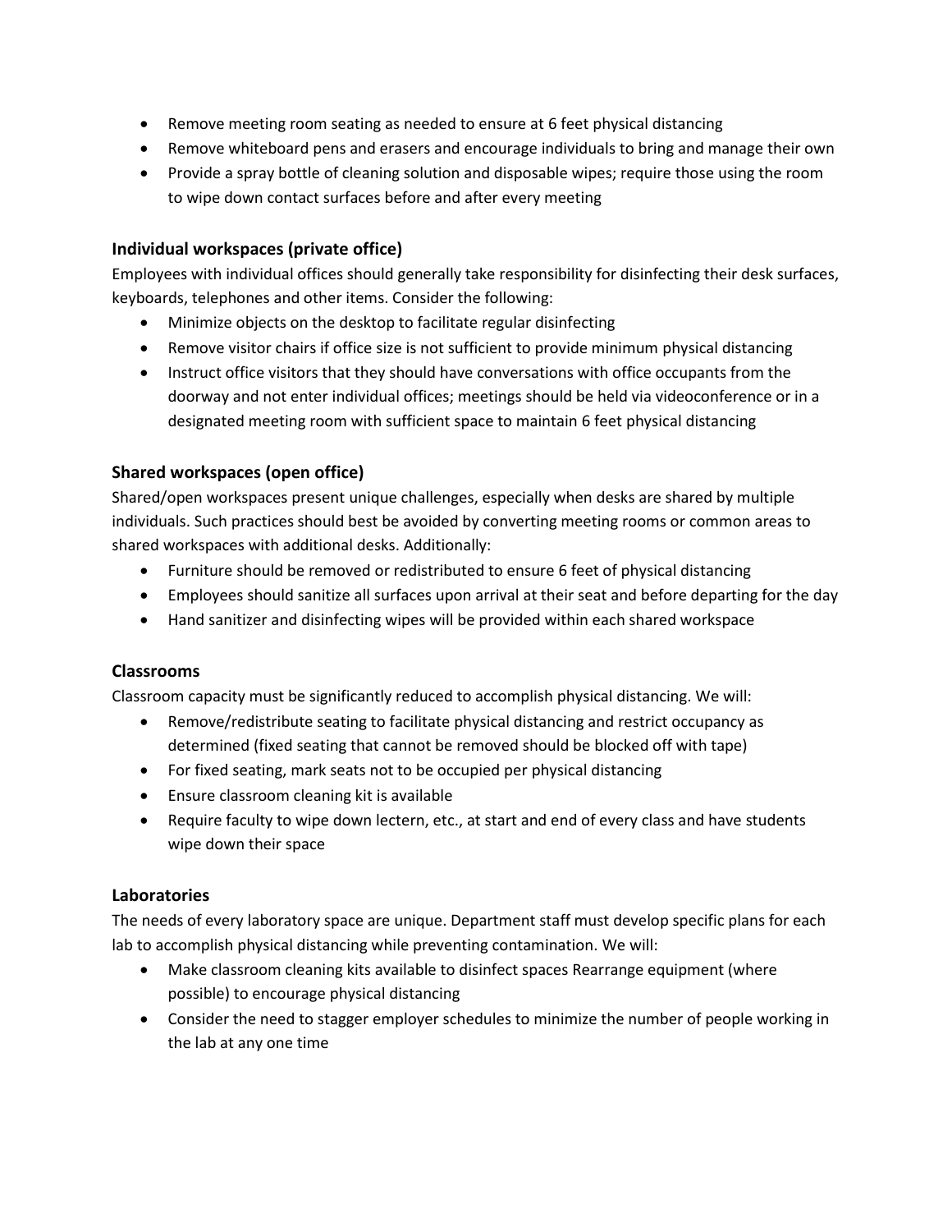- Remove meeting room seating as needed to ensure at 6 feet physical distancing
- Remove whiteboard pens and erasers and encourage individuals to bring and manage their own
- Provide a spray bottle of cleaning solution and disposable wipes; require those using the room to wipe down contact surfaces before and after every meeting

### Individual workspaces (private office)

Employees with individual offices should generally take responsibility for disinfecting their desk surfaces, keyboards, telephones and other items. Consider the following:

- Minimize objects on the desktop to facilitate regular disinfecting
- Remove visitor chairs if office size is not sufficient to provide minimum physical distancing
- Instruct office visitors that they should have conversations with office occupants from the doorway and not enter individual offices; meetings should be held via videoconference or in a designated meeting room with sufficient space to maintain 6 feet physical distancing

### Shared workspaces (open office)

Shared/open workspaces present unique challenges, especially when desks are shared by multiple individuals. Such practices should best be avoided by converting meeting rooms or common areas to shared workspaces with additional desks. Additionally:

- Furniture should be removed or redistributed to ensure 6 feet of physical distancing
- Employees should sanitize all surfaces upon arrival at their seat and before departing for the day
- Hand sanitizer and disinfecting wipes will be provided within each shared workspace

### Classrooms

Classroom capacity must be significantly reduced to accomplish physical distancing. We will:

- Remove/redistribute seating to facilitate physical distancing and restrict occupancy as determined (fixed seating that cannot be removed should be blocked off with tape)
- For fixed seating, mark seats not to be occupied per physical distancing
- Ensure classroom cleaning kit is available
- Require faculty to wipe down lectern, etc., at start and end of every class and have students wipe down their space

### Laboratories

The needs of every laboratory space are unique. Department staff must develop specific plans for each lab to accomplish physical distancing while preventing contamination. We will:

- Make classroom cleaning kits available to disinfect spaces Rearrange equipment (where possible) to encourage physical distancing
- Consider the need to stagger employer schedules to minimize the number of people working in the lab at any one time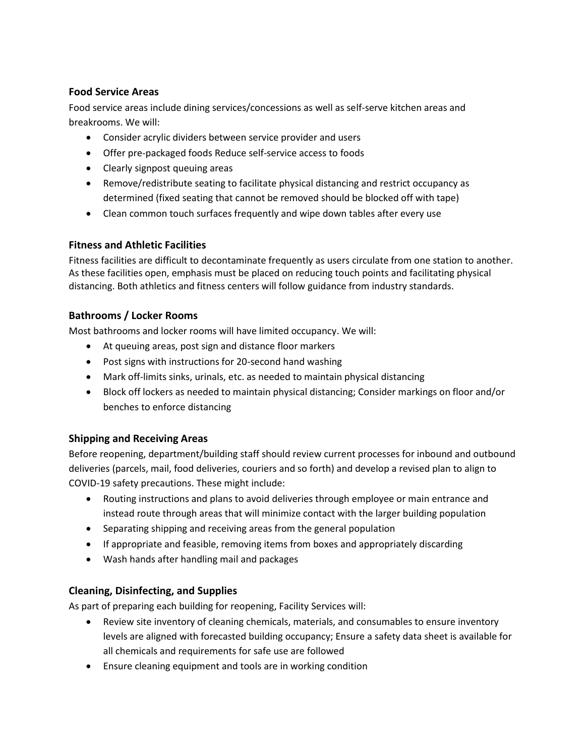### Food Service Areas

Food service areas include dining services/concessions as well as self-serve kitchen areas and breakrooms. We will:

- Consider acrylic dividers between service provider and users
- Offer pre-packaged foods Reduce self-service access to foods
- Clearly signpost queuing areas
- Remove/redistribute seating to facilitate physical distancing and restrict occupancy as determined (fixed seating that cannot be removed should be blocked off with tape)
- Clean common touch surfaces frequently and wipe down tables after every use

### Fitness and Athletic Facilities

Fitness facilities are difficult to decontaminate frequently as users circulate from one station to another. As these facilities open, emphasis must be placed on reducing touch points and facilitating physical distancing. Both athletics and fitness centers will follow guidance from industry standards.

### Bathrooms / Locker Rooms

Most bathrooms and locker rooms will have limited occupancy. We will:

- At queuing areas, post sign and distance floor markers
- Post signs with instructions for 20-second hand washing
- Mark off-limits sinks, urinals, etc. as needed to maintain physical distancing
- Block off lockers as needed to maintain physical distancing; Consider markings on floor and/or benches to enforce distancing

### Shipping and Receiving Areas

Before reopening, department/building staff should review current processes for inbound and outbound deliveries (parcels, mail, food deliveries, couriers and so forth) and develop a revised plan to align to COVID-19 safety precautions. These might include:

- Routing instructions and plans to avoid deliveries through employee or main entrance and instead route through areas that will minimize contact with the larger building population
- Separating shipping and receiving areas from the general population
- If appropriate and feasible, removing items from boxes and appropriately discarding
- Wash hands after handling mail and packages

### Cleaning, Disinfecting, and Supplies

As part of preparing each building for reopening, Facility Services will:

- Review site inventory of cleaning chemicals, materials, and consumables to ensure inventory levels are aligned with forecasted building occupancy; Ensure a safety data sheet is available for all chemicals and requirements for safe use are followed
- Ensure cleaning equipment and tools are in working condition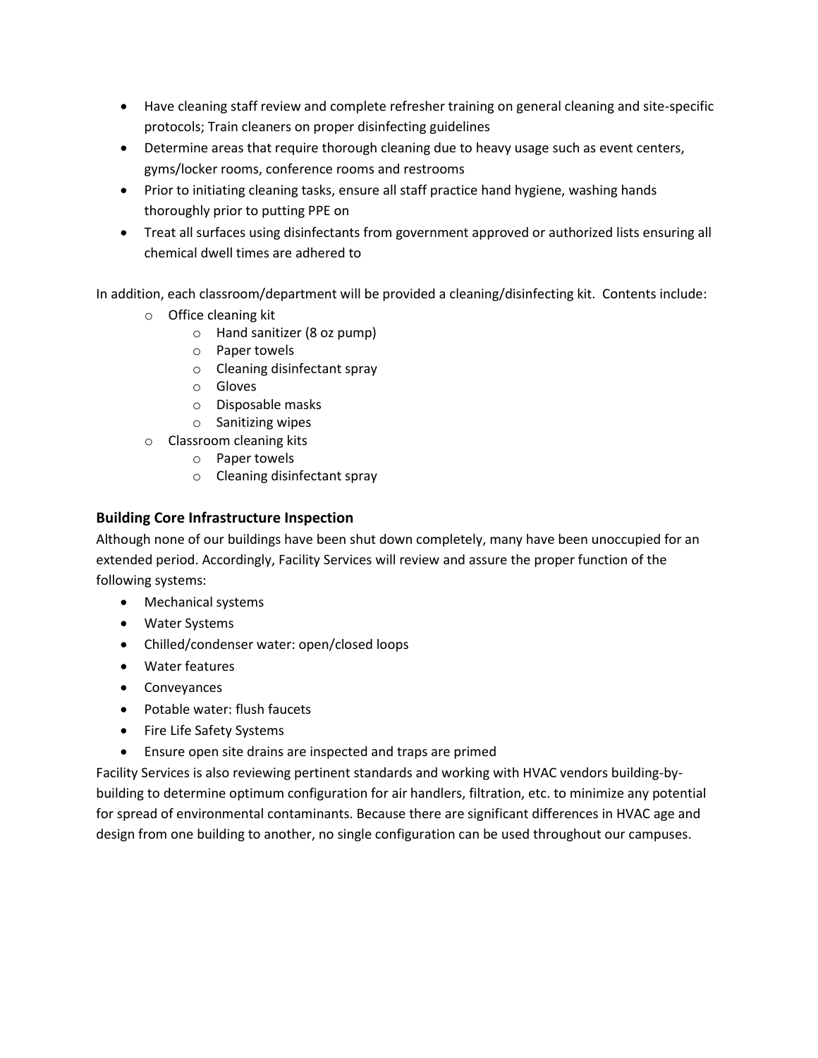- Have cleaning staff review and complete refresher training on general cleaning and site-specific protocols; Train cleaners on proper disinfecting guidelines
- Determine areas that require thorough cleaning due to heavy usage such as event centers, gyms/locker rooms, conference rooms and restrooms
- Prior to initiating cleaning tasks, ensure all staff practice hand hygiene, washing hands thoroughly prior to putting PPE on
- Treat all surfaces using disinfectants from government approved or authorized lists ensuring all chemical dwell times are adhered to

In addition, each classroom/department will be provided a cleaning/disinfecting kit. Contents include:

- Office cleaning kit
  - Hand sanitizer (8 oz pump)
  - Paper towels
  - Cleaning disinfectant spray
  - Gloves
  - Disposable masks
  - Sanitizing wipes
- Classroom cleaning kits
  - Paper towels
  - Cleaning disinfectant spray

### Building Core Infrastructure Inspection

Although none of our buildings have been shut down completely, many have been unoccupied for an extended period. Accordingly, Facility Services will review and assure the proper function of the following systems:

- Mechanical systems
- Water Systems
- Chilled/condenser water: open/closed loops
- Water features
- Conveyances
- Potable water: flush faucets
- Fire Life Safety Systems
- Ensure open site drains are inspected and traps are primed

Facility Services is also reviewing pertinent standards and working with HVAC vendors building-by-building to determine optimum configuration for air handlers, filtration, etc. to minimize any potential for spread of environmental contaminants. Because there are significant differences in HVAC age and design from one building to another, no single configuration can be used throughout our campuses.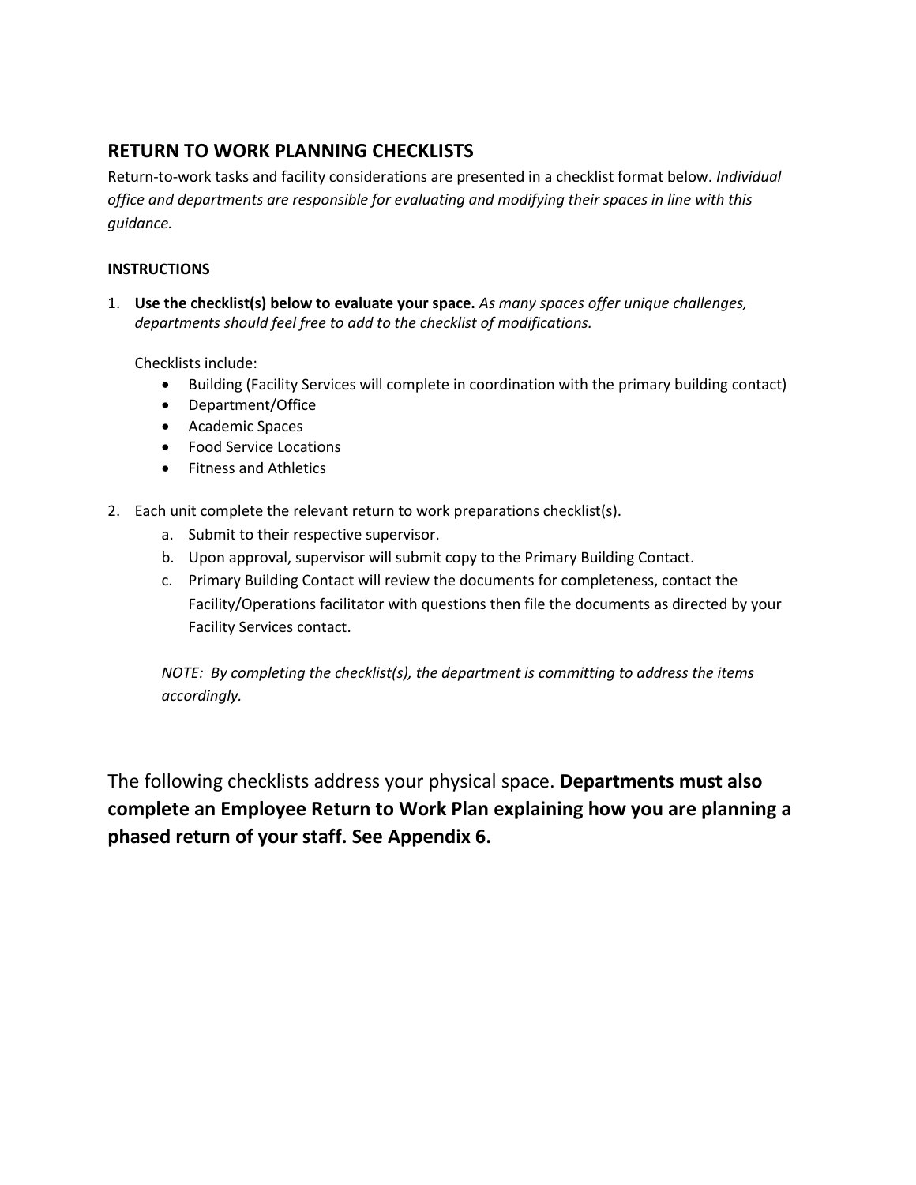## RETURN TO WORK PLANNING CHECKLISTS

Return-to-work tasks and facility considerations are presented in a checklist format below. *Individual office and departments are responsible for evaluating and modifying their spaces in line with this guidance.*

**INSTRUCTIONS**

1. **Use the checklist(s) below to evaluate your space.** *As many spaces offer unique challenges, departments should feel free to add to the checklist of modifications.*

   Checklists include:
   - Building (Facility Services will complete in coordination with the primary building contact)
   - Department/Office
   - Academic Spaces
   - Food Service Locations
   - Fitness and Athletics

2. Each unit complete the relevant return to work preparations checklist(s).
   a. Submit to their respective supervisor.
   b. Upon approval, supervisor will submit copy to the Primary Building Contact.
   c. Primary Building Contact will review the documents for completeness, contact the Facility/Operations facilitator with questions then file the documents as directed by your Facility Services contact.

   *NOTE: By completing the checklist(s), the department is committing to address the items accordingly.*

The following checklists address your physical space. **Departments must also complete an Employee Return to Work Plan explaining how you are planning a phased return of your staff. See Appendix 6.**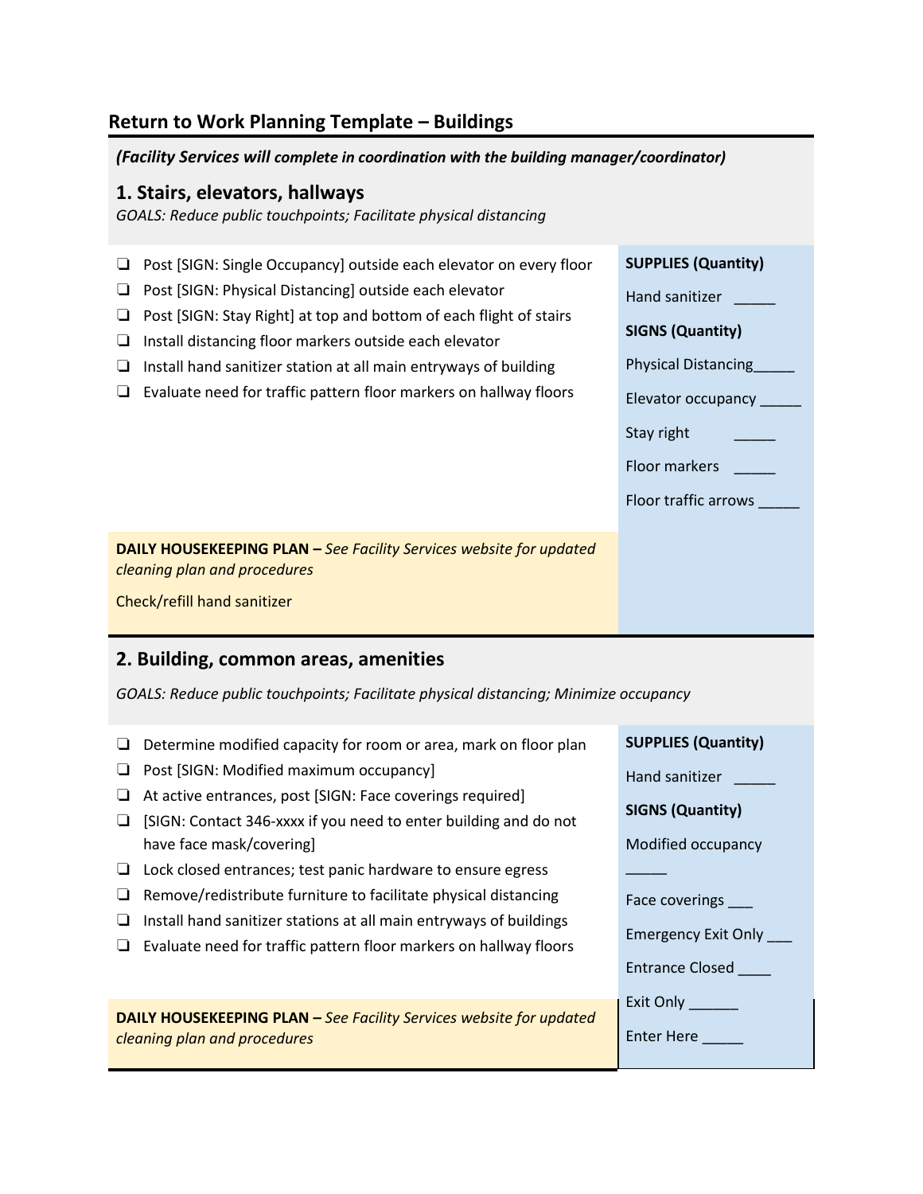## Return to Work Planning Template – Buildings

***(Facility Services** will complete in coordination with the building manager/coordinator)*

### 1. Stairs, elevators, hallways

*GOALS: Reduce public touchpoints; Facilitate physical distancing*

- ❑ Post [SIGN: Single Occupancy] outside each elevator on every floor
- ❑ Post [SIGN: Physical Distancing] outside each elevator
- ❑ Post [SIGN: Stay Right] at top and bottom of each flight of stairs
- ❑ Install distancing floor markers outside each elevator
- ❑ Install hand sanitizer station at all main entryways of building
- ❑ Evaluate need for traffic pattern floor markers on hallway floors

**SUPPLIES (Quantity)**

Hand sanitizer _____

**SIGNS (Quantity)**

Physical Distancing_____

Elevator occupancy _____

Stay right _____

Floor markers _____

Floor traffic arrows _____

**DAILY HOUSEKEEPING PLAN –** *See Facility Services website for updated cleaning plan and procedures*

Check/refill hand sanitizer

### 2. Building, common areas, amenities

*GOALS: Reduce public touchpoints; Facilitate physical distancing; Minimize occupancy*

- ❑ Determine modified capacity for room or area, mark on floor plan
- ❑ Post [SIGN: Modified maximum occupancy]
- ❑ At active entrances, post [SIGN: Face coverings required]
- ❑ [SIGN: Contact 346-xxxx if you need to enter building and do not have face mask/covering]
- ❑ Lock closed entrances; test panic hardware to ensure egress
- ❑ Remove/redistribute furniture to facilitate physical distancing
- ❑ Install hand sanitizer stations at all main entryways of buildings
- ❑ Evaluate need for traffic pattern floor markers on hallway floors

**SUPPLIES (Quantity)**

Hand sanitizer _____

**SIGNS (Quantity)**

Modified occupancy _____

Face coverings ___

Emergency Exit Only ___

Entrance Closed ____

Exit Only ______

Enter Here _____

**DAILY HOUSEKEEPING PLAN –** *See Facility Services website for updated cleaning plan and procedures*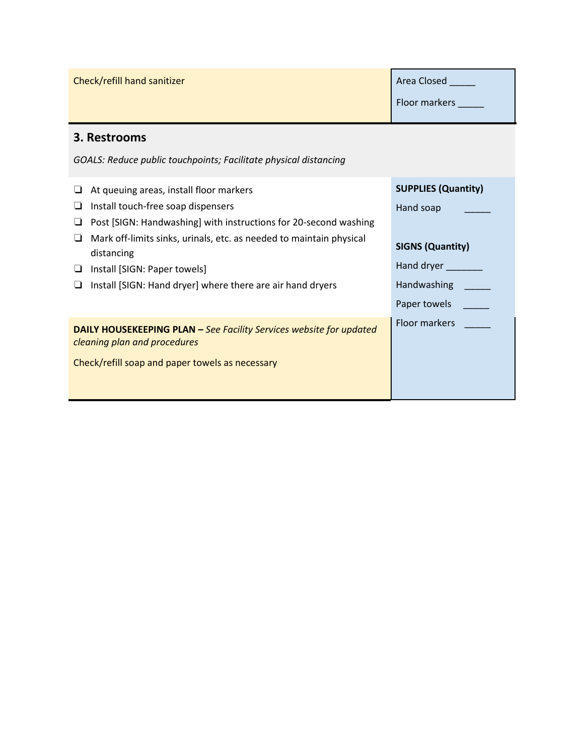Check/refill hand sanitizer

Area Closed _____

Floor markers _____

## 3. Restrooms

*GOALS: Reduce public touchpoints; Facilitate physical distancing*

- ❑ At queuing areas, install floor markers
- ❑ Install touch-free soap dispensers
- ❑ Post [SIGN: Handwashing] with instructions for 20-second washing
- ❑ Mark off-limits sinks, urinals, etc. as needed to maintain physical distancing
- ❑ Install [SIGN: Paper towels]
- ❑ Install [SIGN: Hand dryer] where there are air hand dryers

**SUPPLIES (Quantity)**

Hand soap _____

**SIGNS (Quantity)**

Hand dryer _______

Handwashing _____

Paper towels _____

Floor markers _____

**DAILY HOUSEKEEPING PLAN –** *See Facility Services website for updated cleaning plan and procedures*

Check/refill soap and paper towels as necessary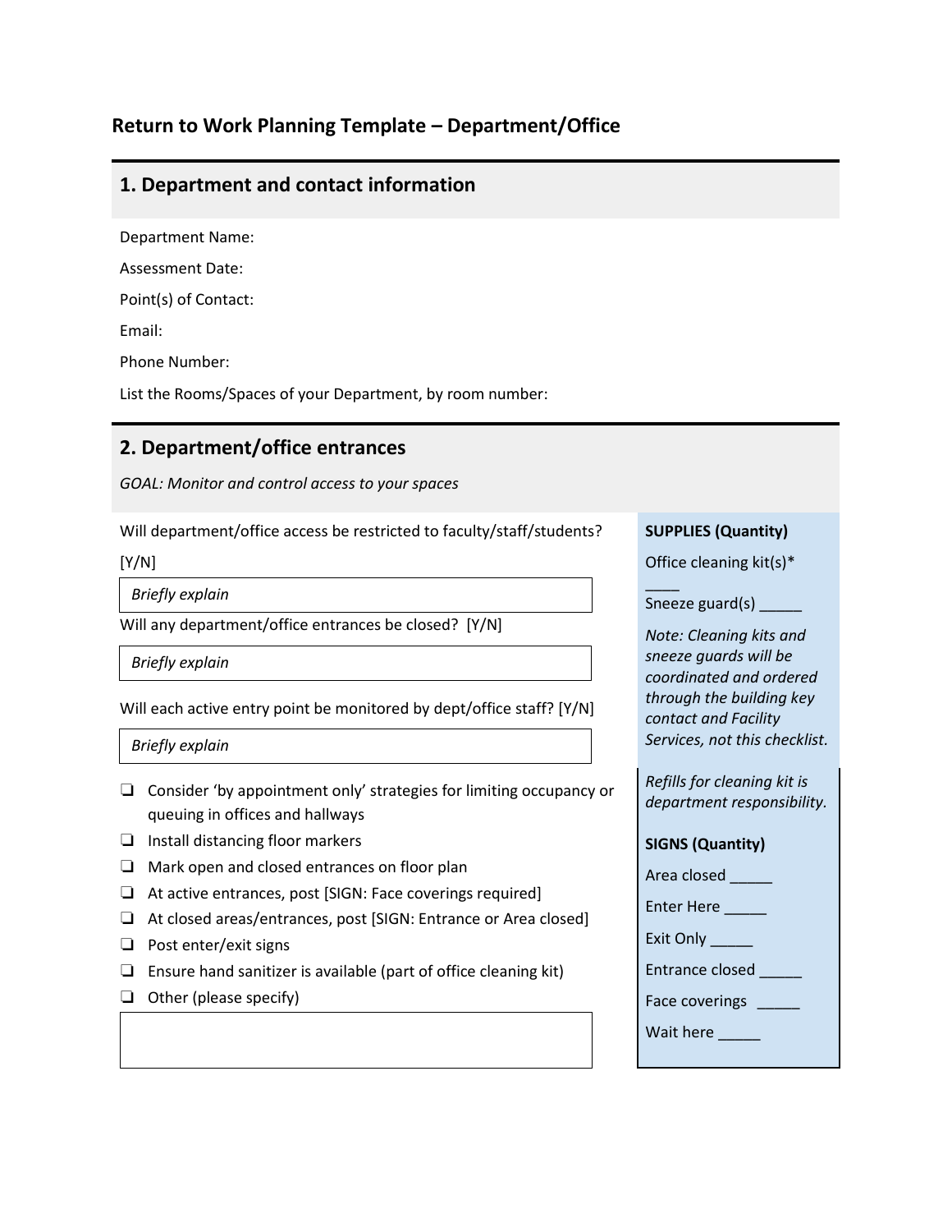# Return to Work Planning Template – Department/Office

## 1. Department and contact information

Department Name:

Assessment Date:

Point(s) of Contact:

Email:

Phone Number:

List the Rooms/Spaces of your Department, by room number:

## 2. Department/office entrances

*GOAL: Monitor and control access to your spaces*

Will department/office access be restricted to faculty/staff/students? [Y/N]

*Briefly explain*

Will any department/office entrances be closed? [Y/N]

*Briefly explain*

Will each active entry point be monitored by dept/office staff? [Y/N]

*Briefly explain*

- ❑ Consider 'by appointment only' strategies for limiting occupancy or queuing in offices and hallways
- ❑ Install distancing floor markers
- ❑ Mark open and closed entrances on floor plan
- ❑ At active entrances, post [SIGN: Face coverings required]
- ❑ At closed areas/entrances, post [SIGN: Entrance or Area closed]
- ❑ Post enter/exit signs
- ❑ Ensure hand sanitizer is available (part of office cleaning kit)
- ❑ Other (please specify)

**SUPPLIES (Quantity)**

Office cleaning kit(s)* ____

Sneeze guard(s) _____

*Note: Cleaning kits and sneeze guards will be coordinated and ordered through the building key contact and Facility Services, not this checklist.*

*Refills for cleaning kit is department responsibility.*

**SIGNS (Quantity)**

Area closed _____

Enter Here _____

Exit Only _____

Entrance closed _____

Face coverings _____

Wait here _____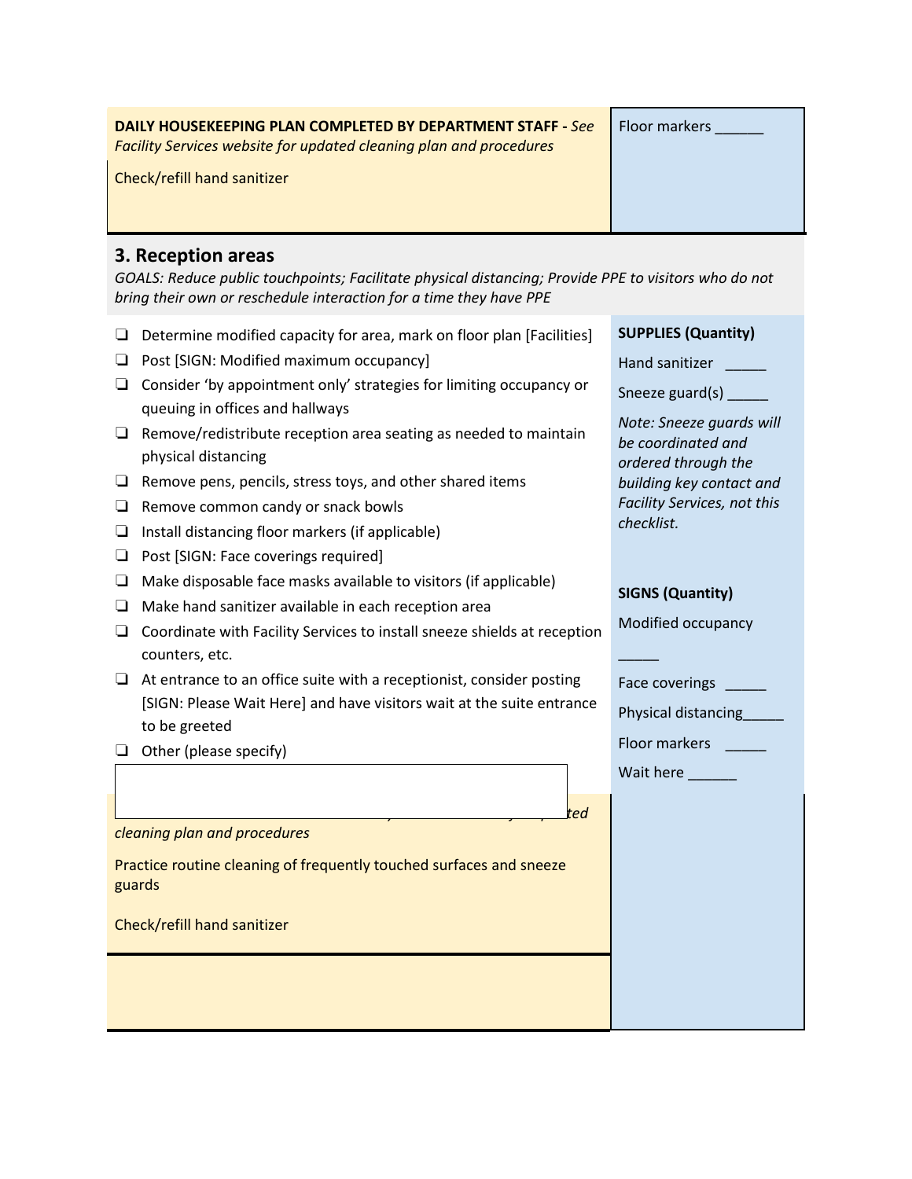**DAILY HOUSEKEEPING PLAN COMPLETED BY DEPARTMENT STAFF -** *See Facility Services website for updated cleaning plan and procedures*

Check/refill hand sanitizer

Floor markers ______

## 3. Reception areas

*GOALS: Reduce public touchpoints; Facilitate physical distancing; Provide PPE to visitors who do not bring their own or reschedule interaction for a time they have PPE*

- ❑ Determine modified capacity for area, mark on floor plan [Facilities]
- ❑ Post [SIGN: Modified maximum occupancy]
- ❑ Consider 'by appointment only' strategies for limiting occupancy or queuing in offices and hallways
- ❑ Remove/redistribute reception area seating as needed to maintain physical distancing
- ❑ Remove pens, pencils, stress toys, and other shared items
- ❑ Remove common candy or snack bowls
- ❑ Install distancing floor markers (if applicable)
- ❑ Post [SIGN: Face coverings required]
- ❑ Make disposable face masks available to visitors (if applicable)
- ❑ Make hand sanitizer available in each reception area
- ❑ Coordinate with Facility Services to install sneeze shields at reception counters, etc.
- ❑ At entrance to an office suite with a receptionist, consider posting [SIGN: Please Wait Here] and have visitors wait at the suite entrance to be greeted
- ❑ Other (please specify)

**SUPPLIES (Quantity)**

Hand sanitizer _____

Sneeze guard(s) _____

*Note: Sneeze guards will be coordinated and ordered through the building key contact and Facility Services, not this checklist.*

**SIGNS (Quantity)**

Modified occupancy _____

Face coverings _____

Physical distancing_____

Floor markers _____

Wait here ______

*...ted cleaning plan and procedures*

Practice routine cleaning of frequently touched surfaces and sneeze guards

Check/refill hand sanitizer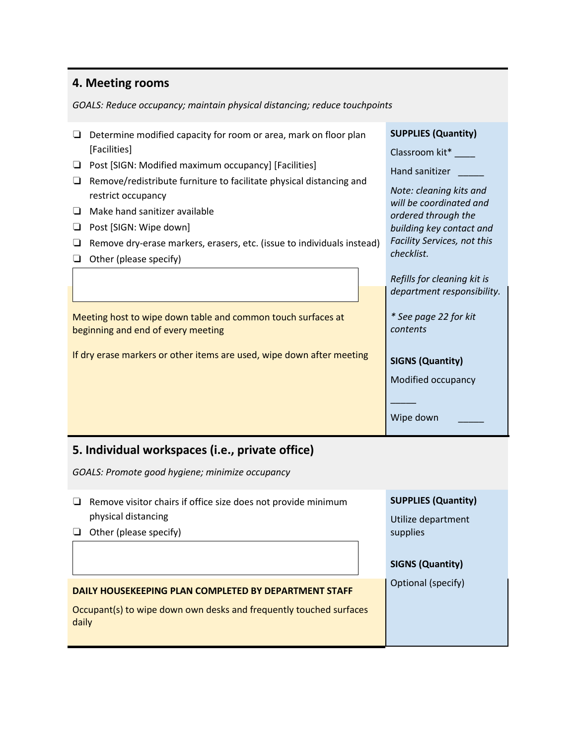## 4. Meeting rooms

*GOALS: Reduce occupancy; maintain physical distancing; reduce touchpoints*

- ❑ Determine modified capacity for room or area, mark on floor plan [Facilities]
- ❑ Post [SIGN: Modified maximum occupancy] [Facilities]
- ❑ Remove/redistribute furniture to facilitate physical distancing and restrict occupancy
- ❑ Make hand sanitizer available
- ❑ Post [SIGN: Wipe down]
- ❑ Remove dry-erase markers, erasers, etc. (issue to individuals instead)
- ❑ Other (please specify)

Meeting host to wipe down table and common touch surfaces at beginning and end of every meeting

If dry erase markers or other items are used, wipe down after meeting

**SUPPLIES (Quantity)**

Classroom kit* ____

Hand sanitizer _____

*Note: cleaning kits and will be coordinated and ordered through the building key contact and Facility Services, not this checklist.*

*Refills for cleaning kit is department responsibility.*

** See page 22 for kit contents*

**SIGNS (Quantity)**

Modified occupancy _____

Wipe down _____

## 5. Individual workspaces (i.e., private office)

*GOALS: Promote good hygiene; minimize occupancy*

- ❑ Remove visitor chairs if office size does not provide minimum physical distancing
- ❑ Other (please specify)

**DAILY HOUSEKEEPING PLAN COMPLETED BY DEPARTMENT STAFF**

Occupant(s) to wipe down own desks and frequently touched surfaces daily

**SUPPLIES (Quantity)**

Utilize department supplies

**SIGNS (Quantity)**

Optional (specify)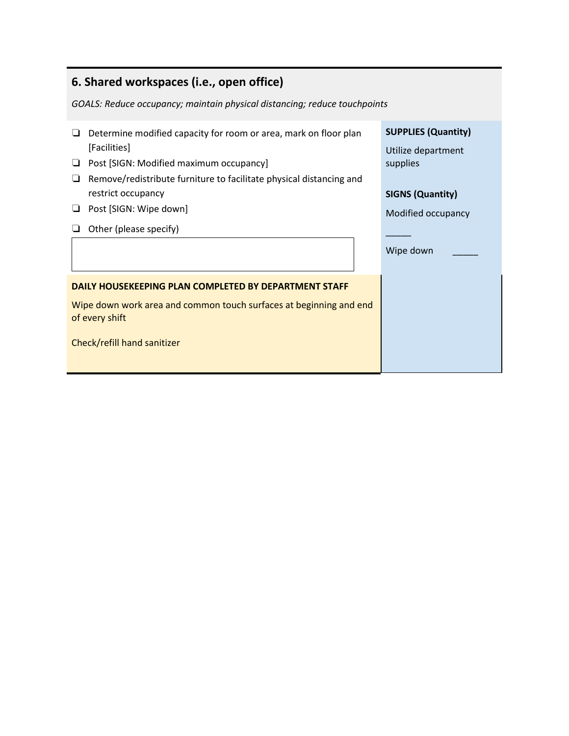## 6. Shared workspaces (i.e., open office)

*GOALS: Reduce occupancy; maintain physical distancing; reduce touchpoints*

- ❑ Determine modified capacity for room or area, mark on floor plan [Facilities]
- ❑ Post [SIGN: Modified maximum occupancy]
- ❑ Remove/redistribute furniture to facilitate physical distancing and restrict occupancy
- ❑ Post [SIGN: Wipe down]
- ❑ Other (please specify)

**SUPPLIES (Quantity)**

Utilize department supplies

**SIGNS (Quantity)**

Modified occupancy _____

Wipe down _____

**DAILY HOUSEKEEPING PLAN COMPLETED BY DEPARTMENT STAFF**

Wipe down work area and common touch surfaces at beginning and end of every shift

Check/refill hand sanitizer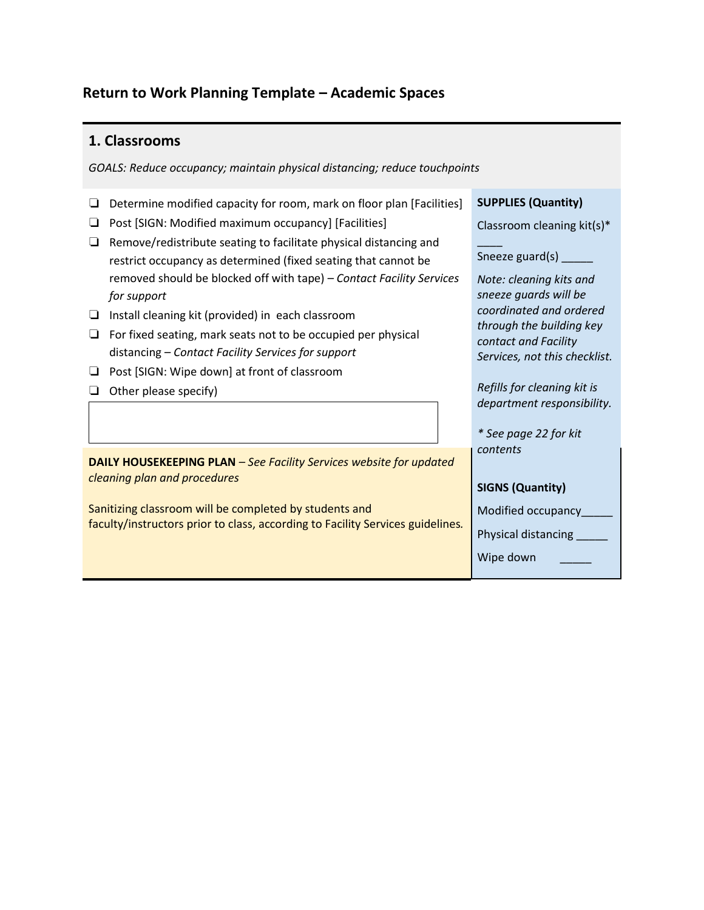## Return to Work Planning Template – Academic Spaces

### 1. Classrooms

*GOALS: Reduce occupancy; maintain physical distancing; reduce touchpoints*

- ❑ Determine modified capacity for room, mark on floor plan [Facilities]
- ❑ Post [SIGN: Modified maximum occupancy] [Facilities]
- ❑ Remove/redistribute seating to facilitate physical distancing and restrict occupancy as determined (fixed seating that cannot be removed should be blocked off with tape) – *Contact Facility Services for support*
- ❑ Install cleaning kit (provided) in each classroom
- ❑ For fixed seating, mark seats not to be occupied per physical distancing – *Contact Facility Services for support*
- ❑ Post [SIGN: Wipe down] at front of classroom
- ❑ Other please specify)

**DAILY HOUSEKEEPING PLAN** – *See Facility Services website for updated cleaning plan and procedures*

Sanitizing classroom will be completed by students and faculty/instructors prior to class, according to Facility Services guidelines.

**SUPPLIES (Quantity)**

Classroom cleaning kit(s)* ____

Sneeze guard(s) _____

*Note: cleaning kits and sneeze guards will be coordinated and ordered through the building key contact and Facility Services, not this checklist.*

*Refills for cleaning kit is department responsibility.*

*\* See page 22 for kit contents*

**SIGNS (Quantity)**

Modified occupancy_____

Physical distancing _____

Wipe down _____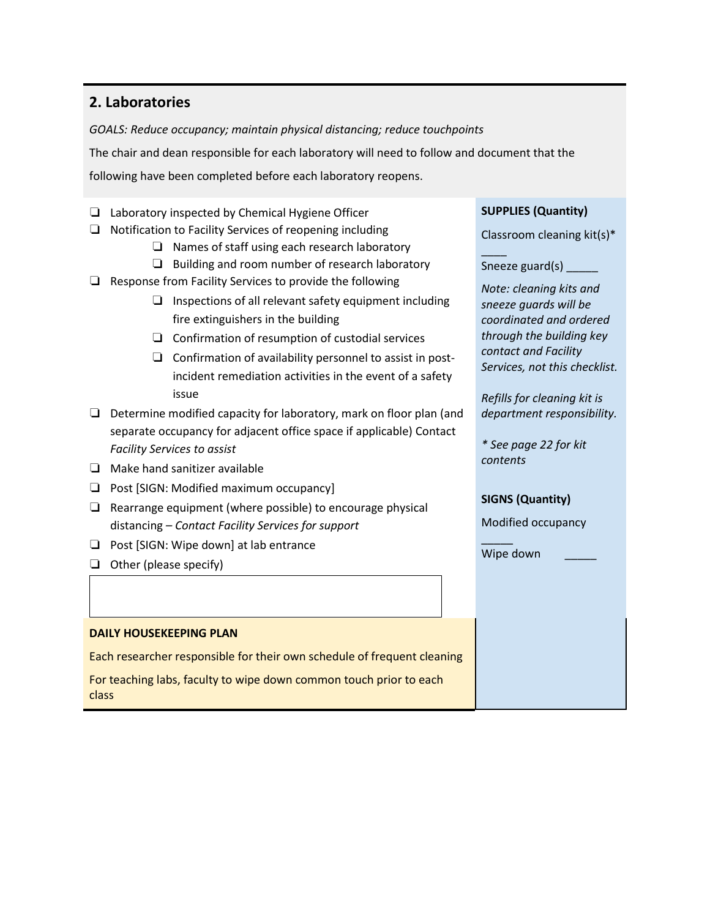## 2. Laboratories

*GOALS: Reduce occupancy; maintain physical distancing; reduce touchpoints*

The chair and dean responsible for each laboratory will need to follow and document that the following have been completed before each laboratory reopens.

- ❑ Laboratory inspected by Chemical Hygiene Officer
- ❑ Notification to Facility Services of reopening including
  - ❑ Names of staff using each research laboratory
  - ❑ Building and room number of research laboratory
- ❑ Response from Facility Services to provide the following
  - ❑ Inspections of all relevant safety equipment including fire extinguishers in the building
  - ❑ Confirmation of resumption of custodial services
  - ❑ Confirmation of availability personnel to assist in post-incident remediation activities in the event of a safety issue
- ❑ Determine modified capacity for laboratory, mark on floor plan (and separate occupancy for adjacent office space if applicable) Contact *Facility Services to assist*
- ❑ Make hand sanitizer available
- ❑ Post [SIGN: Modified maximum occupancy]
- ❑ Rearrange equipment (where possible) to encourage physical distancing – *Contact Facility Services for support*
- ❑ Post [SIGN: Wipe down] at lab entrance
- ❑ Other (please specify)

**DAILY HOUSEKEEPING PLAN**

Each researcher responsible for their own schedule of frequent cleaning

For teaching labs, faculty to wipe down common touch prior to each class

**SUPPLIES (Quantity)**

Classroom cleaning kit(s)* ____

Sneeze guard(s) _____

*Note: cleaning kits and sneeze guards will be coordinated and ordered through the building key contact and Facility Services, not this checklist.*

*Refills for cleaning kit is department responsibility.*

*\* See page 22 for kit contents*

**SIGNS (Quantity)**

Modified occupancy _____

Wipe down _____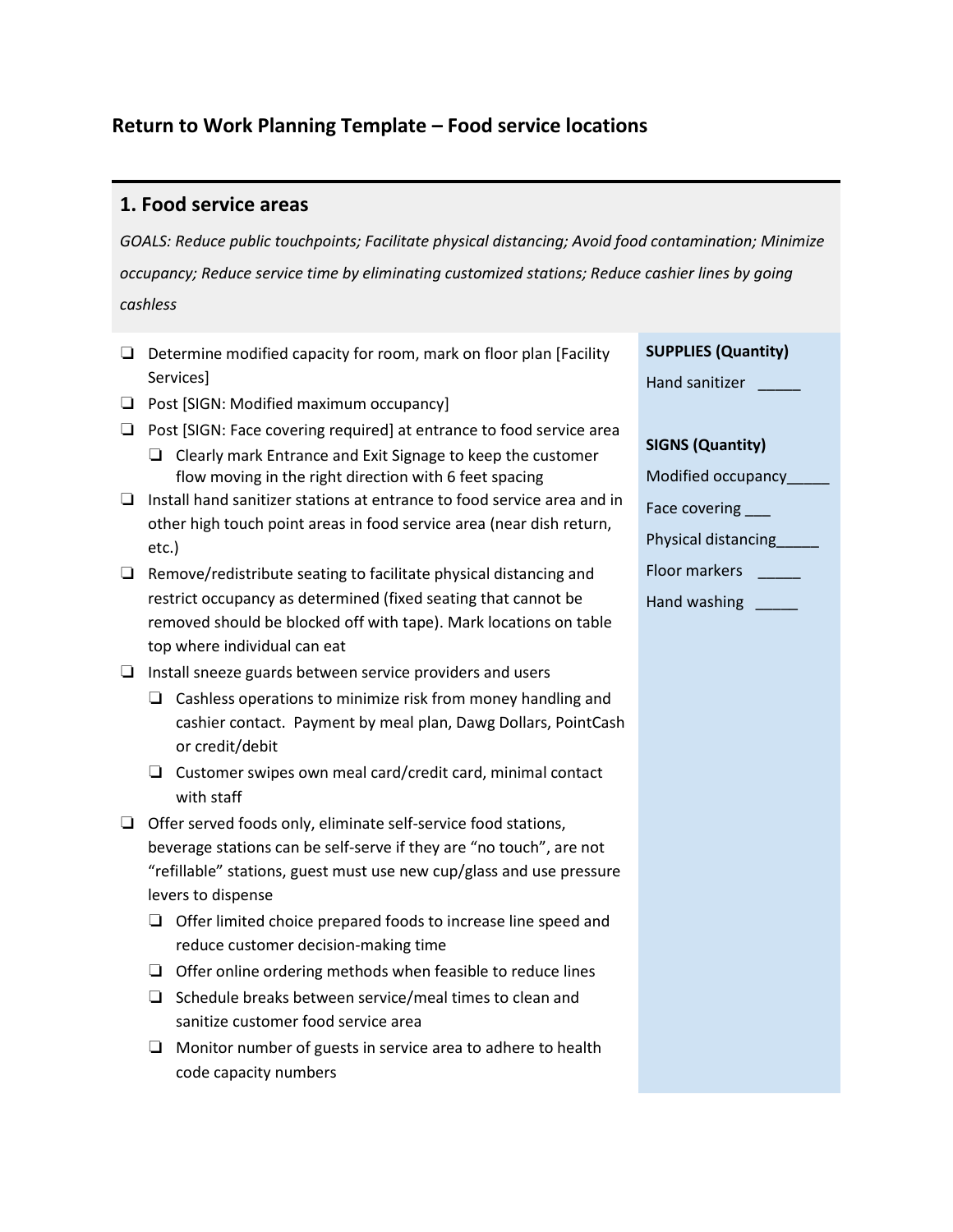# Return to Work Planning Template – Food service locations

## 1. Food service areas

*GOALS: Reduce public touchpoints; Facilitate physical distancing; Avoid food contamination; Minimize occupancy; Reduce service time by eliminating customized stations; Reduce cashier lines by going cashless*

- ❑ Determine modified capacity for room, mark on floor plan [Facility Services]
- ❑ Post [SIGN: Modified maximum occupancy]
- ❑ Post [SIGN: Face covering required] at entrance to food service area
  - ❑ Clearly mark Entrance and Exit Signage to keep the customer flow moving in the right direction with 6 feet spacing
- ❑ Install hand sanitizer stations at entrance to food service area and in other high touch point areas in food service area (near dish return, etc.)
- ❑ Remove/redistribute seating to facilitate physical distancing and restrict occupancy as determined (fixed seating that cannot be removed should be blocked off with tape). Mark locations on table top where individual can eat
- ❑ Install sneeze guards between service providers and users
  - ❑ Cashless operations to minimize risk from money handling and cashier contact. Payment by meal plan, Dawg Dollars, PointCash or credit/debit
  - ❑ Customer swipes own meal card/credit card, minimal contact with staff
- ❑ Offer served foods only, eliminate self-service food stations, beverage stations can be self-serve if they are "no touch", are not "refillable" stations, guest must use new cup/glass and use pressure levers to dispense
  - ❑ Offer limited choice prepared foods to increase line speed and reduce customer decision-making time
  - ❑ Offer online ordering methods when feasible to reduce lines
  - ❑ Schedule breaks between service/meal times to clean and sanitize customer food service area
  - ❑ Monitor number of guests in service area to adhere to health code capacity numbers

**SUPPLIES (Quantity)**

Hand sanitizer _____

**SIGNS (Quantity)**

Modified occupancy_____

Face covering ___

Physical distancing_____

Floor markers _____

Hand washing _____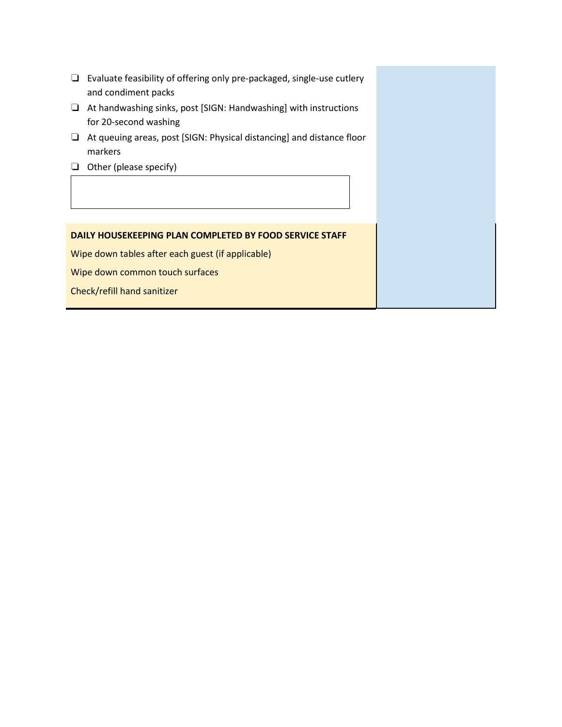- ❑ Evaluate feasibility of offering only pre-packaged, single-use cutlery and condiment packs
- ❑ At handwashing sinks, post [SIGN: Handwashing] with instructions for 20-second washing
- ❑ At queuing areas, post [SIGN: Physical distancing] and distance floor markers
- ❑ Other (please specify)

| |
|---|
| |

**DAILY HOUSEKEEPING PLAN COMPLETED BY FOOD SERVICE STAFF**

Wipe down tables after each guest (if applicable)

Wipe down common touch surfaces

Check/refill hand sanitizer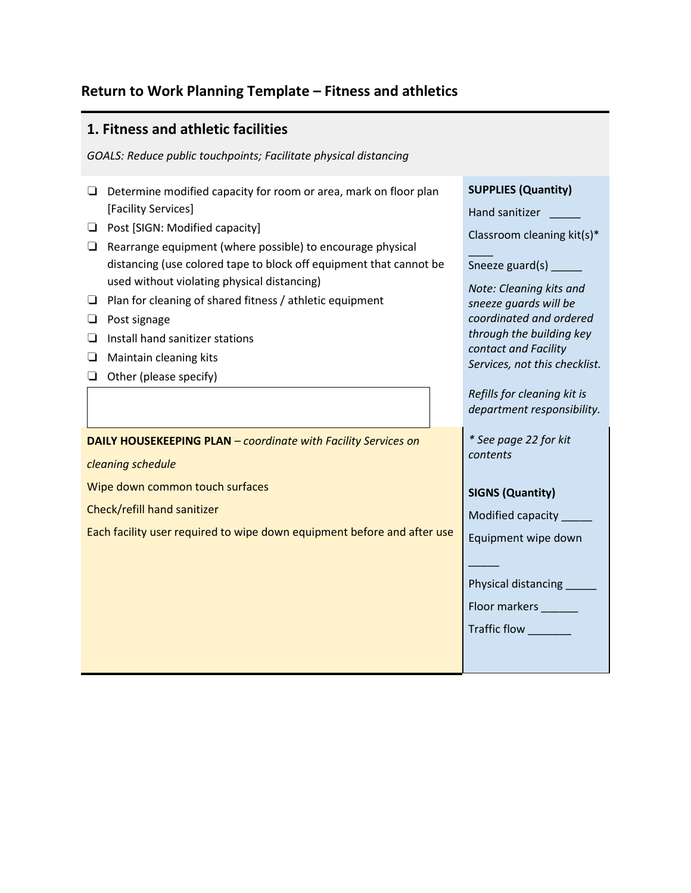## Return to Work Planning Template – Fitness and athletics

### 1. Fitness and athletic facilities

*GOALS: Reduce public touchpoints; Facilitate physical distancing*

- ❑ Determine modified capacity for room or area, mark on floor plan [Facility Services]
- ❑ Post [SIGN: Modified capacity]
- ❑ Rearrange equipment (where possible) to encourage physical distancing (use colored tape to block off equipment that cannot be used without violating physical distancing)
- ❑ Plan for cleaning of shared fitness / athletic equipment
- ❑ Post signage
- ❑ Install hand sanitizer stations
- ❑ Maintain cleaning kits
- ❑ Other (please specify)

**SUPPLIES (Quantity)**

Hand sanitizer _____

Classroom cleaning kit(s)* ____

Sneeze guard(s) _____

*Note: Cleaning kits and sneeze guards will be coordinated and ordered through the building key contact and Facility Services, not this checklist.*

*Refills for cleaning kit is department responsibility.*

*\* See page 22 for kit contents*

**DAILY HOUSEKEEPING PLAN** – *coordinate with Facility Services on cleaning schedule*

Wipe down common touch surfaces

Check/refill hand sanitizer

Each facility user required to wipe down equipment before and after use

**SIGNS (Quantity)**

Modified capacity _____

Equipment wipe down _____

Physical distancing _____

Floor markers ______

Traffic flow _______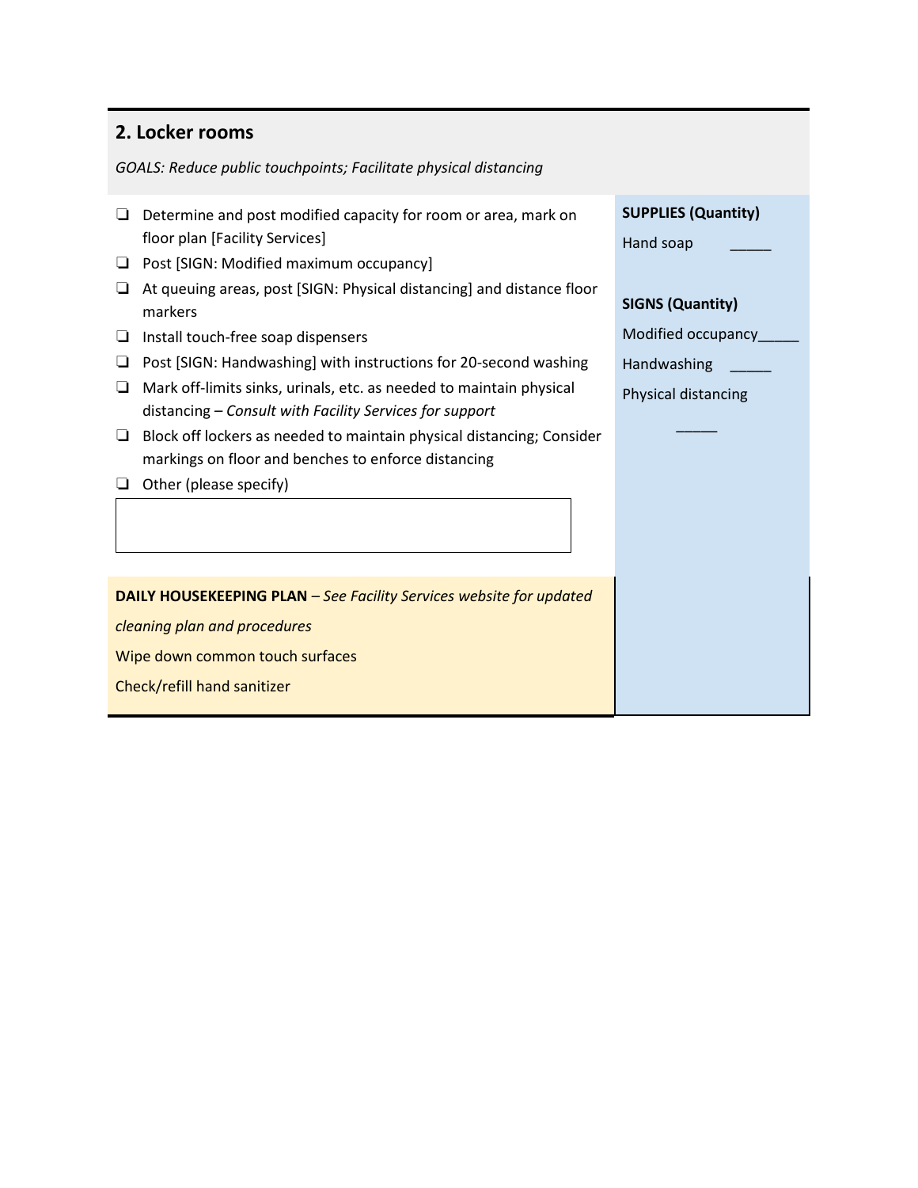## 2. Locker rooms

*GOALS: Reduce public touchpoints; Facilitate physical distancing*

- ❑ Determine and post modified capacity for room or area, mark on floor plan [Facility Services]
- ❑ Post [SIGN: Modified maximum occupancy]
- ❑ At queuing areas, post [SIGN: Physical distancing] and distance floor markers
- ❑ Install touch-free soap dispensers
- ❑ Post [SIGN: Handwashing] with instructions for 20-second washing
- ❑ Mark off-limits sinks, urinals, etc. as needed to maintain physical distancing – *Consult with Facility Services for support*
- ❑ Block off lockers as needed to maintain physical distancing; Consider markings on floor and benches to enforce distancing
- ❑ Other (please specify)

**SUPPLIES (Quantity)**

Hand soap _____

**SIGNS (Quantity)**

Modified occupancy_____

Handwashing _____

Physical distancing _____

**DAILY HOUSEKEEPING PLAN** – *See Facility Services website for updated cleaning plan and procedures*

Wipe down common touch surfaces

Check/refill hand sanitizer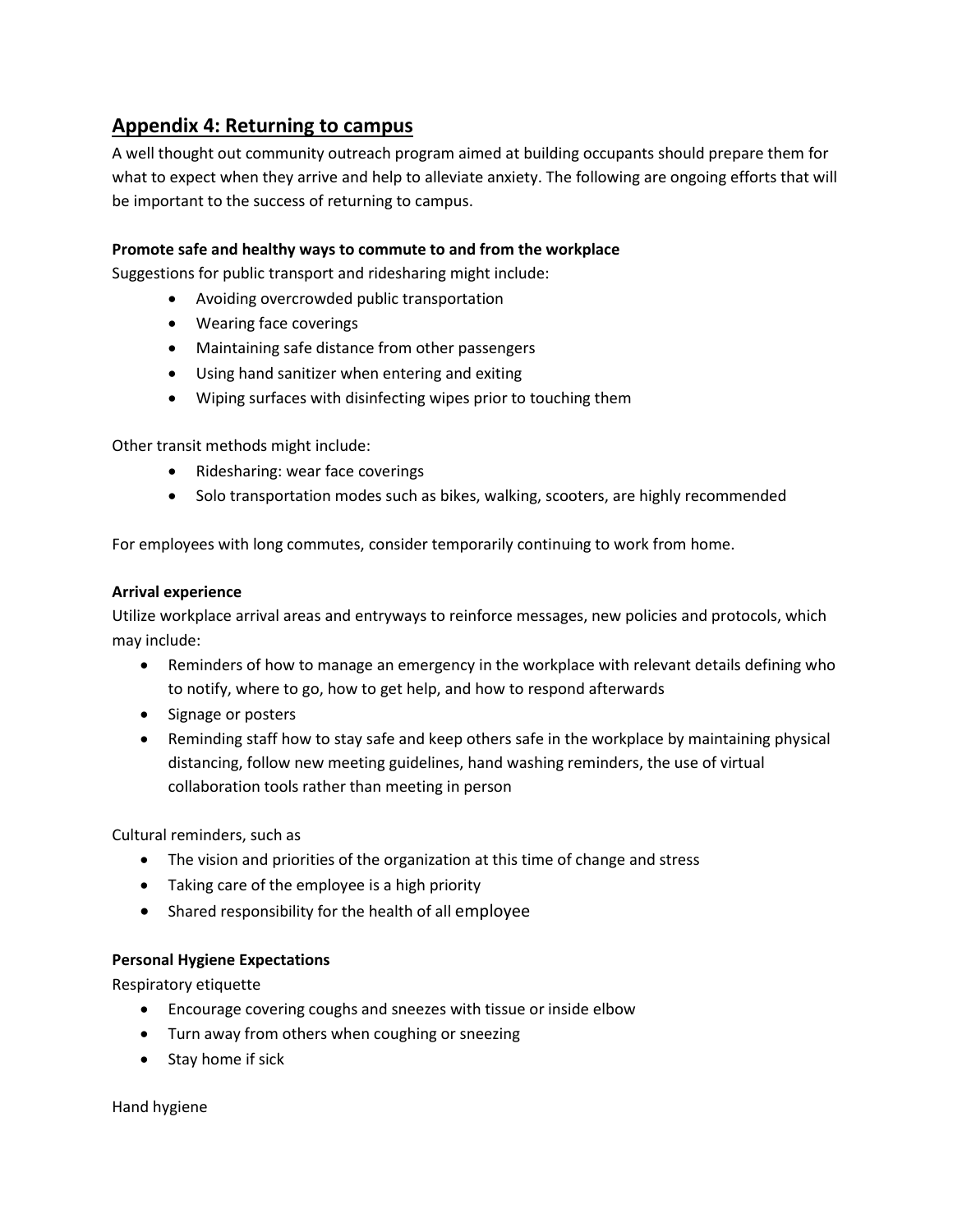## Appendix 4: Returning to campus

A well thought out community outreach program aimed at building occupants should prepare them for what to expect when they arrive and help to alleviate anxiety. The following are ongoing efforts that will be important to the success of returning to campus.

**Promote safe and healthy ways to commute to and from the workplace**

Suggestions for public transport and ridesharing might include:

- Avoiding overcrowded public transportation
- Wearing face coverings
- Maintaining safe distance from other passengers
- Using hand sanitizer when entering and exiting
- Wiping surfaces with disinfecting wipes prior to touching them

Other transit methods might include:

- Ridesharing: wear face coverings
- Solo transportation modes such as bikes, walking, scooters, are highly recommended

For employees with long commutes, consider temporarily continuing to work from home.

**Arrival experience**

Utilize workplace arrival areas and entryways to reinforce messages, new policies and protocols, which may include:

- Reminders of how to manage an emergency in the workplace with relevant details defining who to notify, where to go, how to get help, and how to respond afterwards
- Signage or posters
- Reminding staff how to stay safe and keep others safe in the workplace by maintaining physical distancing, follow new meeting guidelines, hand washing reminders, the use of virtual collaboration tools rather than meeting in person

Cultural reminders, such as

- The vision and priorities of the organization at this time of change and stress
- Taking care of the employee is a high priority
- Shared responsibility for the health of all employee

**Personal Hygiene Expectations**

Respiratory etiquette

- Encourage covering coughs and sneezes with tissue or inside elbow
- Turn away from others when coughing or sneezing
- Stay home if sick

Hand hygiene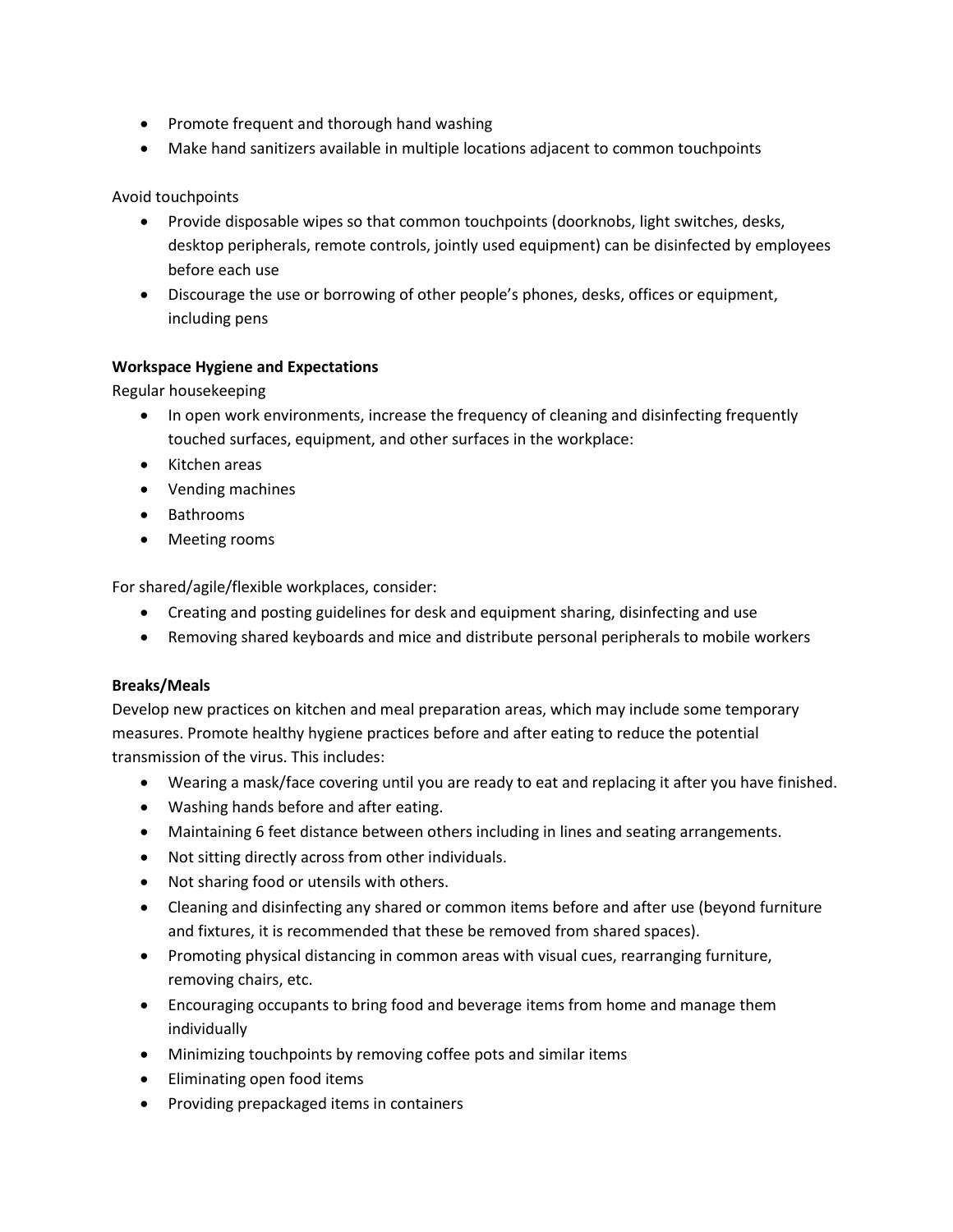- Promote frequent and thorough hand washing
- Make hand sanitizers available in multiple locations adjacent to common touchpoints

Avoid touchpoints

- Provide disposable wipes so that common touchpoints (doorknobs, light switches, desks, desktop peripherals, remote controls, jointly used equipment) can be disinfected by employees before each use
- Discourage the use or borrowing of other people's phones, desks, offices or equipment, including pens

**Workspace Hygiene and Expectations**

Regular housekeeping

- In open work environments, increase the frequency of cleaning and disinfecting frequently touched surfaces, equipment, and other surfaces in the workplace:
- Kitchen areas
- Vending machines
- Bathrooms
- Meeting rooms

For shared/agile/flexible workplaces, consider:

- Creating and posting guidelines for desk and equipment sharing, disinfecting and use
- Removing shared keyboards and mice and distribute personal peripherals to mobile workers

**Breaks/Meals**

Develop new practices on kitchen and meal preparation areas, which may include some temporary measures. Promote healthy hygiene practices before and after eating to reduce the potential transmission of the virus. This includes:

- Wearing a mask/face covering until you are ready to eat and replacing it after you have finished.
- Washing hands before and after eating.
- Maintaining 6 feet distance between others including in lines and seating arrangements.
- Not sitting directly across from other individuals.
- Not sharing food or utensils with others.
- Cleaning and disinfecting any shared or common items before and after use (beyond furniture and fixtures, it is recommended that these be removed from shared spaces).
- Promoting physical distancing in common areas with visual cues, rearranging furniture, removing chairs, etc.
- Encouraging occupants to bring food and beverage items from home and manage them individually
- Minimizing touchpoints by removing coffee pots and similar items
- Eliminating open food items
- Providing prepackaged items in containers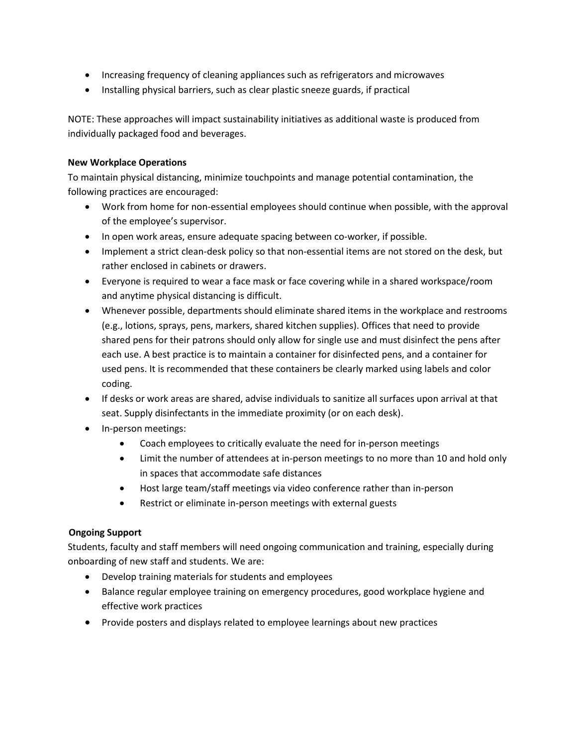- Increasing frequency of cleaning appliances such as refrigerators and microwaves
- Installing physical barriers, such as clear plastic sneeze guards, if practical

NOTE: These approaches will impact sustainability initiatives as additional waste is produced from individually packaged food and beverages.

**New Workplace Operations**

To maintain physical distancing, minimize touchpoints and manage potential contamination, the following practices are encouraged:

- Work from home for non-essential employees should continue when possible, with the approval of the employee's supervisor.
- In open work areas, ensure adequate spacing between co-worker, if possible.
- Implement a strict clean-desk policy so that non-essential items are not stored on the desk, but rather enclosed in cabinets or drawers.
- Everyone is required to wear a face mask or face covering while in a shared workspace/room and anytime physical distancing is difficult.
- Whenever possible, departments should eliminate shared items in the workplace and restrooms (e.g., lotions, sprays, pens, markers, shared kitchen supplies). Offices that need to provide shared pens for their patrons should only allow for single use and must disinfect the pens after each use. A best practice is to maintain a container for disinfected pens, and a container for used pens. It is recommended that these containers be clearly marked using labels and color coding.
- If desks or work areas are shared, advise individuals to sanitize all surfaces upon arrival at that seat. Supply disinfectants in the immediate proximity (or on each desk).
- In-person meetings:
    - Coach employees to critically evaluate the need for in-person meetings
    - Limit the number of attendees at in-person meetings to no more than 10 and hold only in spaces that accommodate safe distances
    - Host large team/staff meetings via video conference rather than in-person
    - Restrict or eliminate in-person meetings with external guests

**Ongoing Support**

Students, faculty and staff members will need ongoing communication and training, especially during onboarding of new staff and students. We are:

- Develop training materials for students and employees
- Balance regular employee training on emergency procedures, good workplace hygiene and effective work practices
- Provide posters and displays related to employee learnings about new practices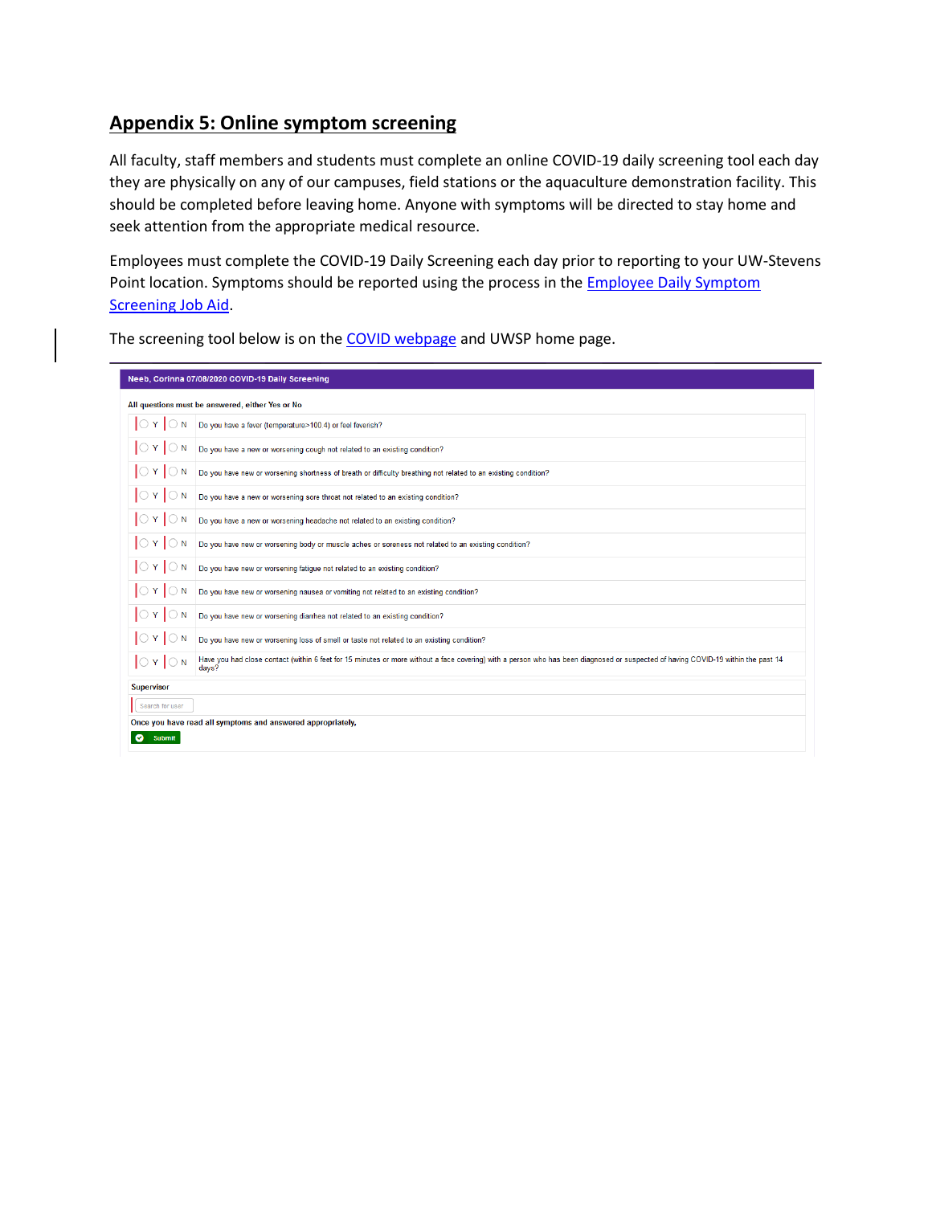## Appendix 5: Online symptom screening

All faculty, staff members and students must complete an online COVID-19 daily screening tool each day they are physically on any of our campuses, field stations or the aquaculture demonstration facility. This should be completed before leaving home. Anyone with symptoms will be directed to stay home and seek attention from the appropriate medical resource.

Employees must complete the COVID-19 Daily Screening each day prior to reporting to your UW-Stevens Point location. Symptoms should be reported using the process in the Employee Daily Symptom Screening Job Aid.

The screening tool below is on the COVID webpage and UWSP home page.

**Neeb, Corinna 07/08/2020 COVID-19 Daily Screening**

All questions must be answered, either Yes or No

| Y | N | Question |
|---|---|---|
| ○ Y | ○ N | Do you have a fever (temperature>100.4) or feel feverish? |
| ○ Y | ○ N | Do you have a new or worsening cough not related to an existing condition? |
| ○ Y | ○ N | Do you have new or worsening shortness of breath or difficulty breathing not related to an existing condition? |
| ○ Y | ○ N | Do you have a new or worsening sore throat not related to an existing condition? |
| ○ Y | ○ N | Do you have a new or worsening headache not related to an existing condition? |
| ○ Y | ○ N | Do you have new or worsening body or muscle aches or soreness not related to an existing condition? |
| ○ Y | ○ N | Do you have new or worsening fatigue not related to an existing condition? |
| ○ Y | ○ N | Do you have new or worsening nausea or vomiting not related to an existing condition? |
| ○ Y | ○ N | Do you have new or worsening diarrhea not related to an existing condition? |
| ○ Y | ○ N | Do you have new or worsening loss of smell or taste not related to an existing condition? |
| ○ Y | ○ N | Have you had close contact (within 6 feet for 15 minutes or more without a face covering) with a person who has been diagnosed or suspected of having COVID-19 within the past 14 days? |

Supervisor

Search for user

Once you have read all symptoms and answered appropriately,

Submit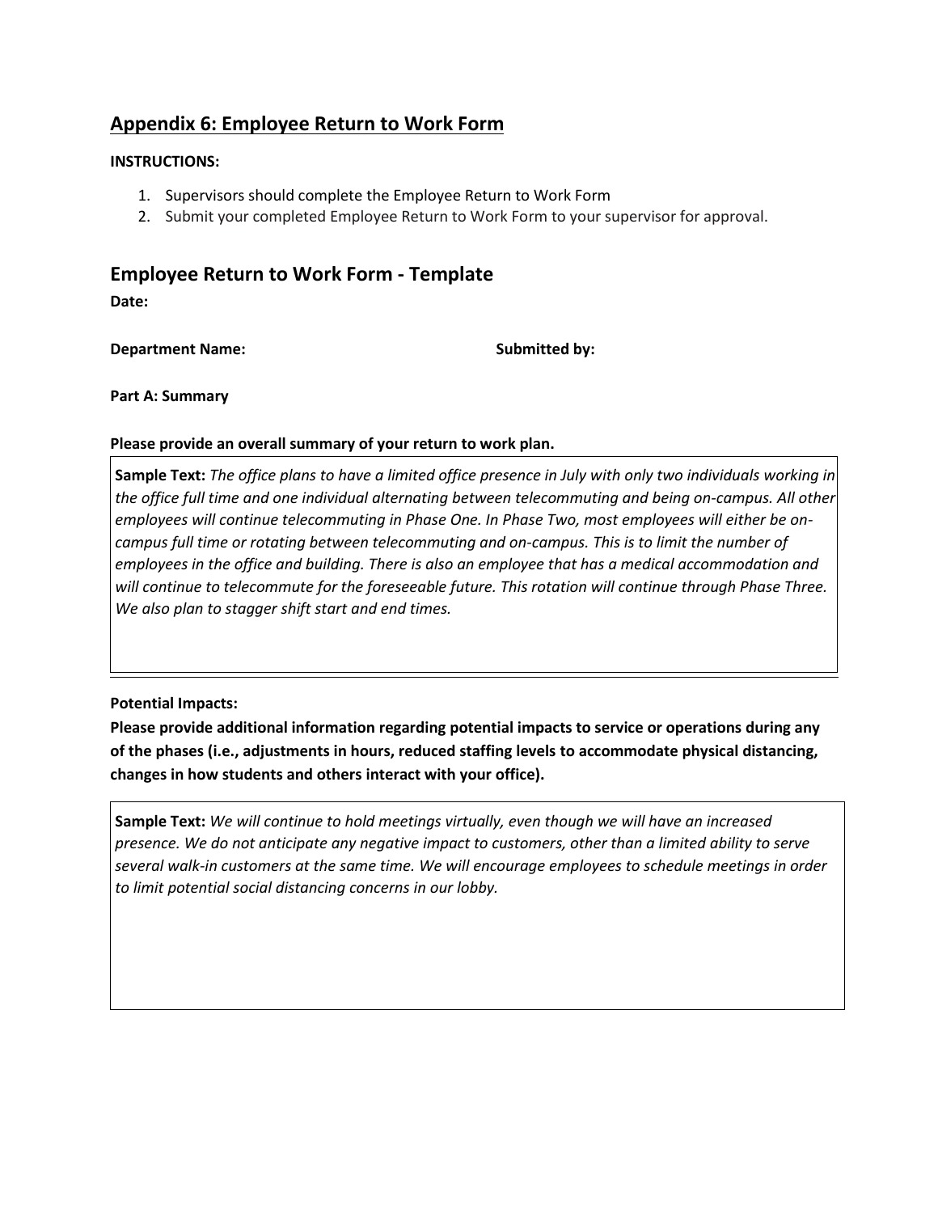## Appendix 6: Employee Return to Work Form

**INSTRUCTIONS:**

1. Supervisors should complete the Employee Return to Work Form
2. Submit your completed Employee Return to Work Form to your supervisor for approval.

## Employee Return to Work Form - Template

**Date:**

**Department Name:** **Submitted by:**

**Part A: Summary**

**Please provide an overall summary of your return to work plan.**

**Sample Text:** *The office plans to have a limited office presence in July with only two individuals working in the office full time and one individual alternating between telecommuting and being on-campus. All other employees will continue telecommuting in Phase One. In Phase Two, most employees will either be on-campus full time or rotating between telecommuting and on-campus. This is to limit the number of employees in the office and building. There is also an employee that has a medical accommodation and will continue to telecommute for the foreseeable future. This rotation will continue through Phase Three. We also plan to stagger shift start and end times.*

**Potential Impacts:**

**Please provide additional information regarding potential impacts to service or operations during any of the phases (i.e., adjustments in hours, reduced staffing levels to accommodate physical distancing, changes in how students and others interact with your office).**

**Sample Text:** *We will continue to hold meetings virtually, even though we will have an increased presence. We do not anticipate any negative impact to customers, other than a limited ability to serve several walk-in customers at the same time. We will encourage employees to schedule meetings in order to limit potential social distancing concerns in our lobby.*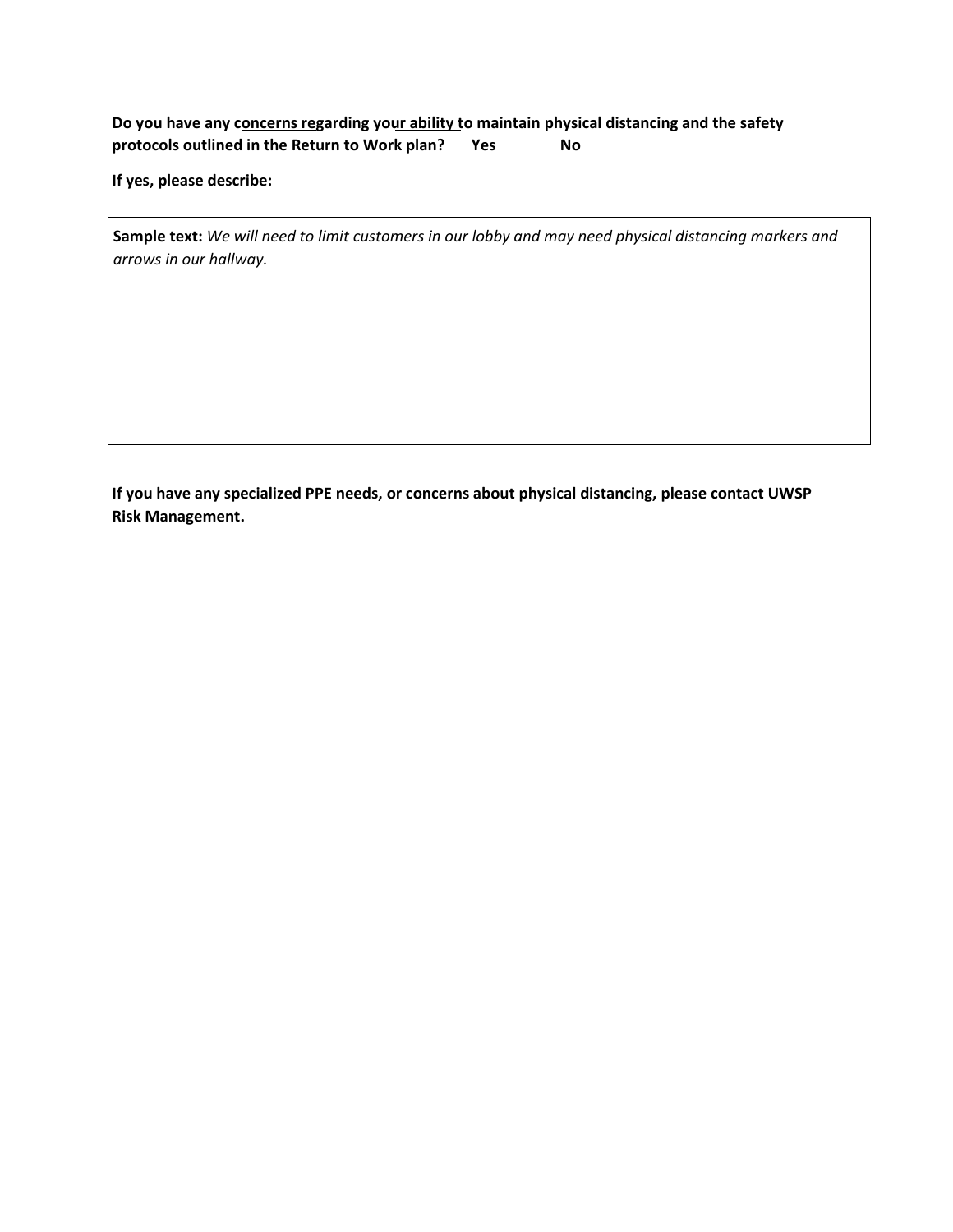**Do you have any concerns regarding your ability to maintain physical distancing and the safety protocols outlined in the Return to Work plan? Yes No**

**If yes, please describe:**

| **Sample text:** *We will need to limit customers in our lobby and may need physical distancing markers and arrows in our hallway.* |
|---|

**If you have any specialized PPE needs, or concerns about physical distancing, please contact UWSP Risk Management.**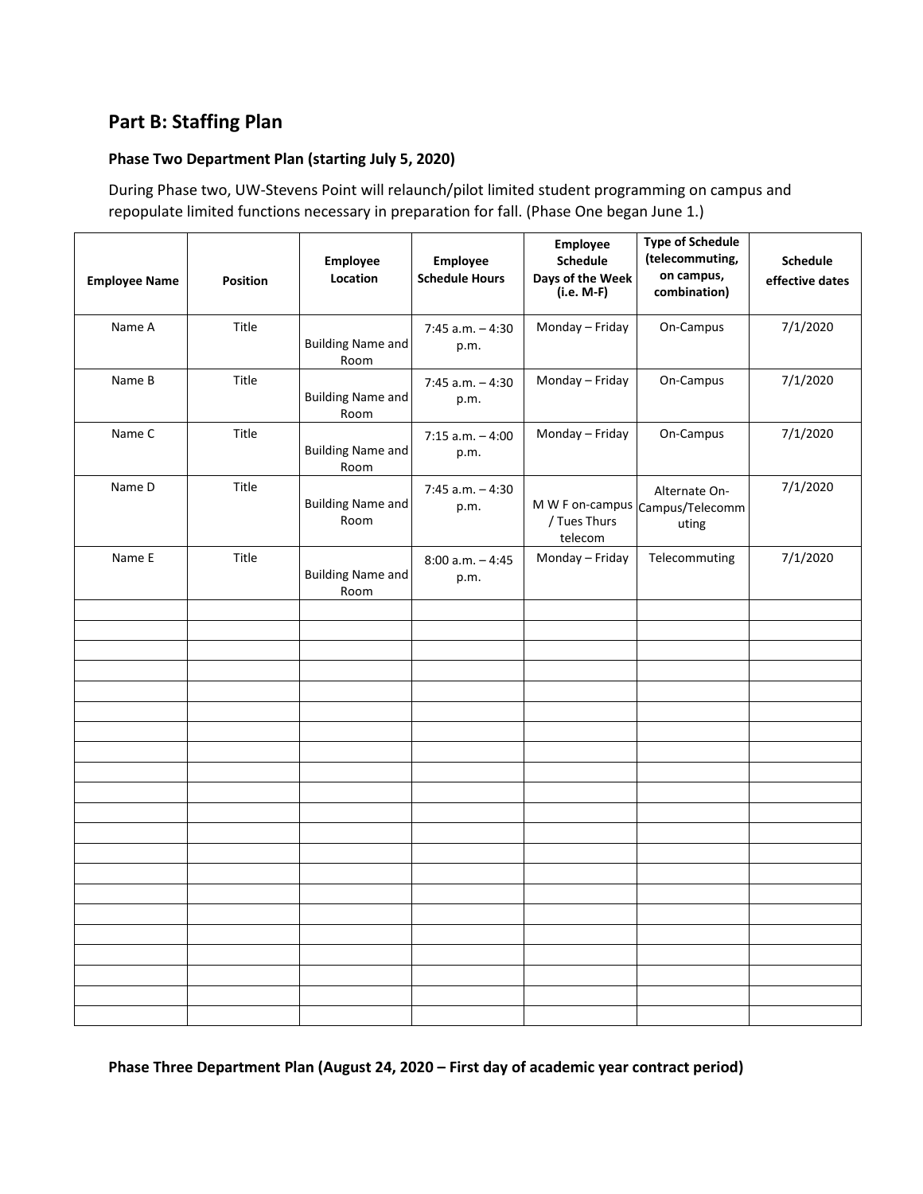## Part B: Staffing Plan

### Phase Two Department Plan (starting July 5, 2020)

During Phase two, UW-Stevens Point will relaunch/pilot limited student programming on campus and repopulate limited functions necessary in preparation for fall. (Phase One began June 1.)

| Employee Name | Position | Employee Location | Employee Schedule Hours | Employee Schedule Days of the Week (i.e. M-F) | Type of Schedule (telecommuting, on campus, combination) | Schedule effective dates |
|---|---|---|---|---|---|---|
| Name A | Title | Building Name and Room | 7:45 a.m. – 4:30 p.m. | Monday – Friday | On-Campus | 7/1/2020 |
| Name B | Title | Building Name and Room | 7:45 a.m. – 4:30 p.m. | Monday – Friday | On-Campus | 7/1/2020 |
| Name C | Title | Building Name and Room | 7:15 a.m. – 4:00 p.m. | Monday – Friday | On-Campus | 7/1/2020 |
| Name D | Title | Building Name and Room | 7:45 a.m. – 4:30 p.m. | M W F on-campus / Tues Thurs telecom | Alternate On-Campus/Telecommuting | 7/1/2020 |
| Name E | Title | Building Name and Room | 8:00 a.m. – 4:45 p.m. | Monday – Friday | Telecommuting | 7/1/2020 |
| | | | | | | |
| | | | | | | |
| | | | | | | |
| | | | | | | |
| | | | | | | |
| | | | | | | |
| | | | | | | |
| | | | | | | |
| | | | | | | |
| | | | | | | |
| | | | | | | |
| | | | | | | |
| | | | | | | |
| | | | | | | |
| | | | | | | |
| | | | | | | |
| | | | | | | |
| | | | | | | |
| | | | | | | |
| | | | | | | |
| | | | | | | |

### Phase Three Department Plan (August 24, 2020 – First day of academic year contract period)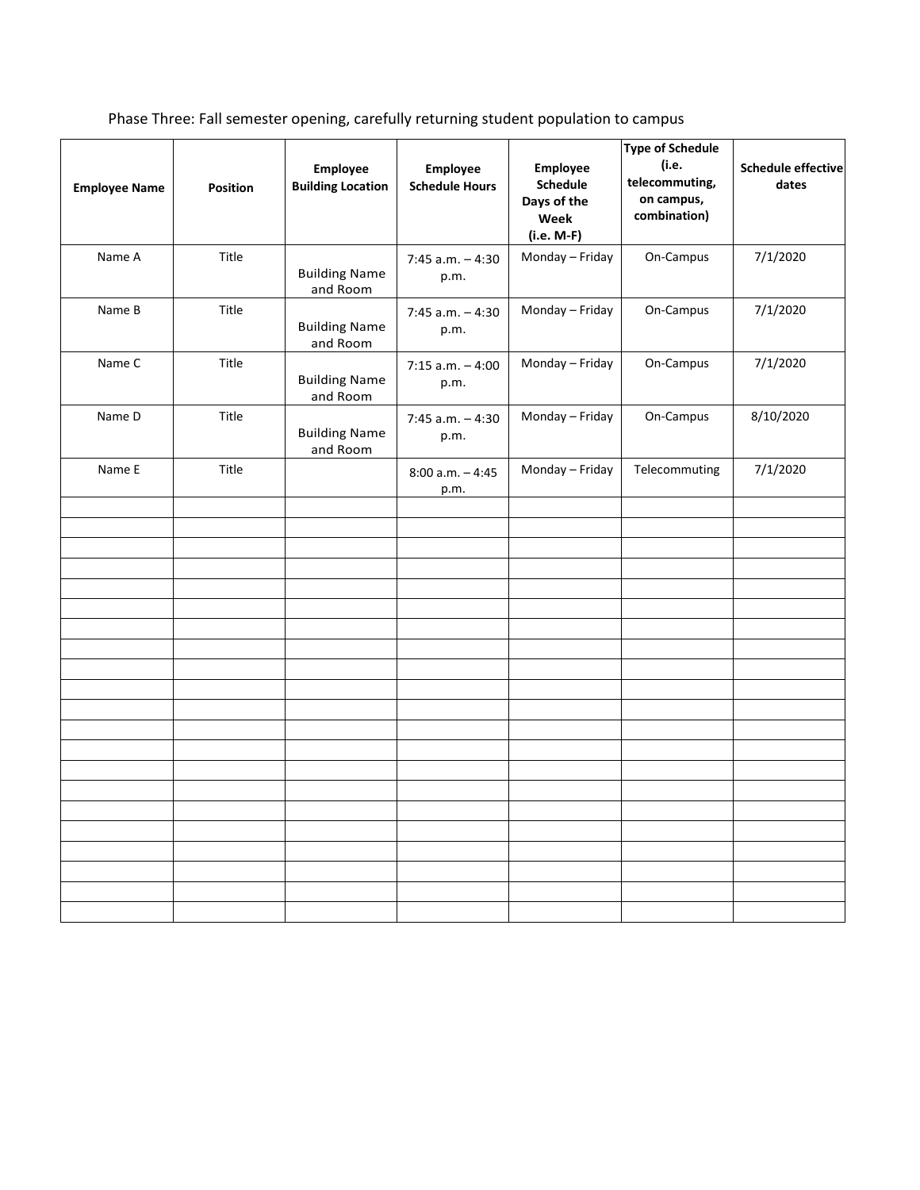Phase Three: Fall semester opening, carefully returning student population to campus

| Employee Name | Position | Employee Building Location | Employee Schedule Hours | Employee Schedule Days of the Week (i.e. M-F) | Type of Schedule (i.e. telecommuting, on campus, combination) | Schedule effective dates |
|---|---|---|---|---|---|---|
| Name A | Title | Building Name and Room | 7:45 a.m. – 4:30 p.m. | Monday – Friday | On-Campus | 7/1/2020 |
| Name B | Title | Building Name and Room | 7:45 a.m. – 4:30 p.m. | Monday – Friday | On-Campus | 7/1/2020 |
| Name C | Title | Building Name and Room | 7:15 a.m. – 4:00 p.m. | Monday – Friday | On-Campus | 7/1/2020 |
| Name D | Title | Building Name and Room | 7:45 a.m. – 4:30 p.m. | Monday – Friday | On-Campus | 8/10/2020 |
| Name E | Title | | 8:00 a.m. – 4:45 p.m. | Monday – Friday | Telecommuting | 7/1/2020 |
| | | | | | | |
| | | | | | | |
| | | | | | | |
| | | | | | | |
| | | | | | | |
| | | | | | | |
| | | | | | | |
| | | | | | | |
| | | | | | | |
| | | | | | | |
| | | | | | | |
| | | | | | | |
| | | | | | | |
| | | | | | | |
| | | | | | | |
| | | | | | | |
| | | | | | | |
| | | | | | | |
| | | | | | | |
| | | | | | | |
| | | | | | | |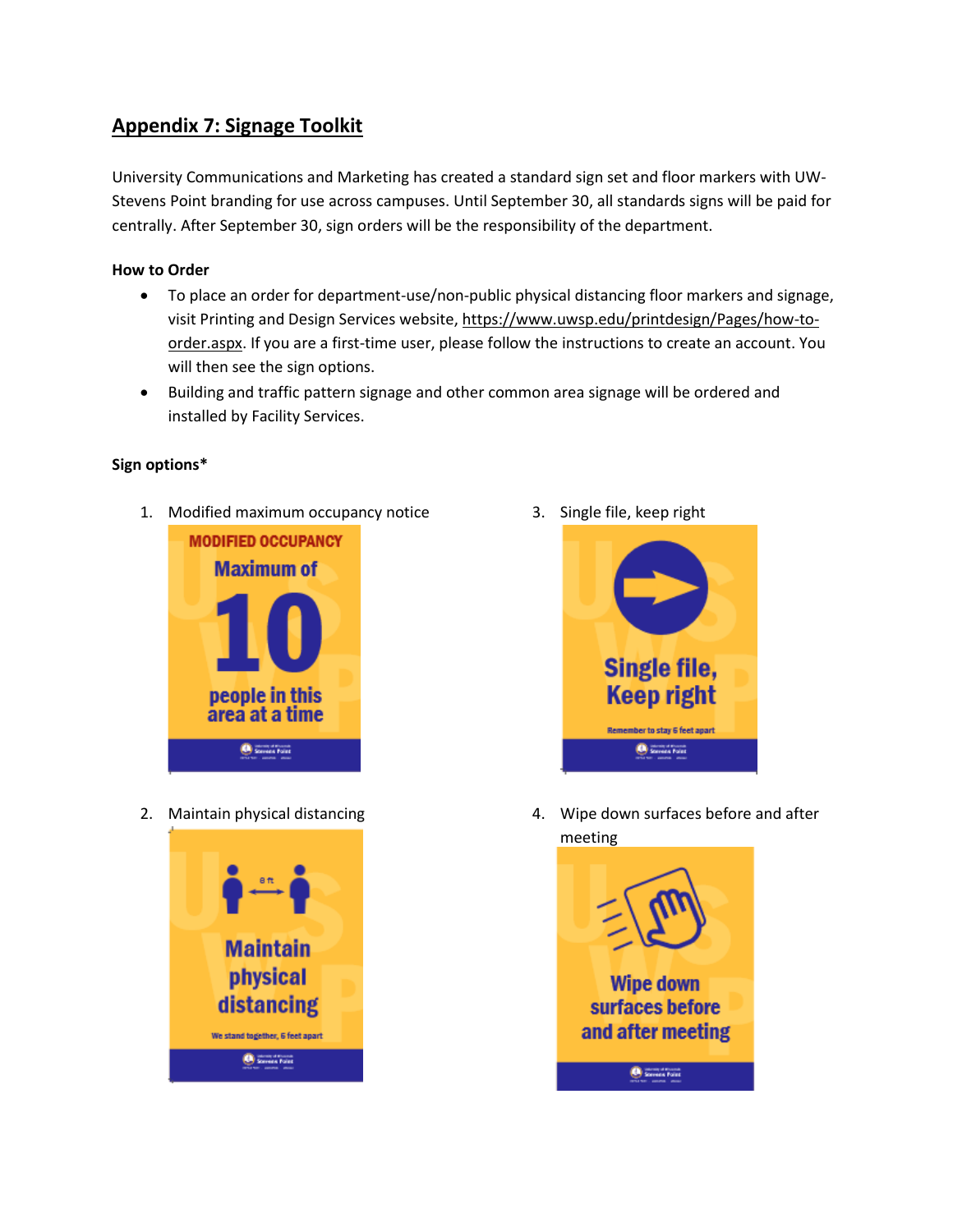## Appendix 7: Signage Toolkit

University Communications and Marketing has created a standard sign set and floor markers with UW-Stevens Point branding for use across campuses. Until September 30, all standards signs will be paid for centrally. After September 30, sign orders will be the responsibility of the department.

**How to Order**

- To place an order for department-use/non-public physical distancing floor markers and signage, visit Printing and Design Services website, https://www.uwsp.edu/printdesign/Pages/how-to-order.aspx. If you are a first-time user, please follow the instructions to create an account. You will then see the sign options.
- Building and traffic pattern signage and other common area signage will be ordered and installed by Facility Services.

**Sign options***

1. Modified maximum occupancy notice
2. Maintain physical distancing
3. Single file, keep right
4. Wipe down surfaces before and after meeting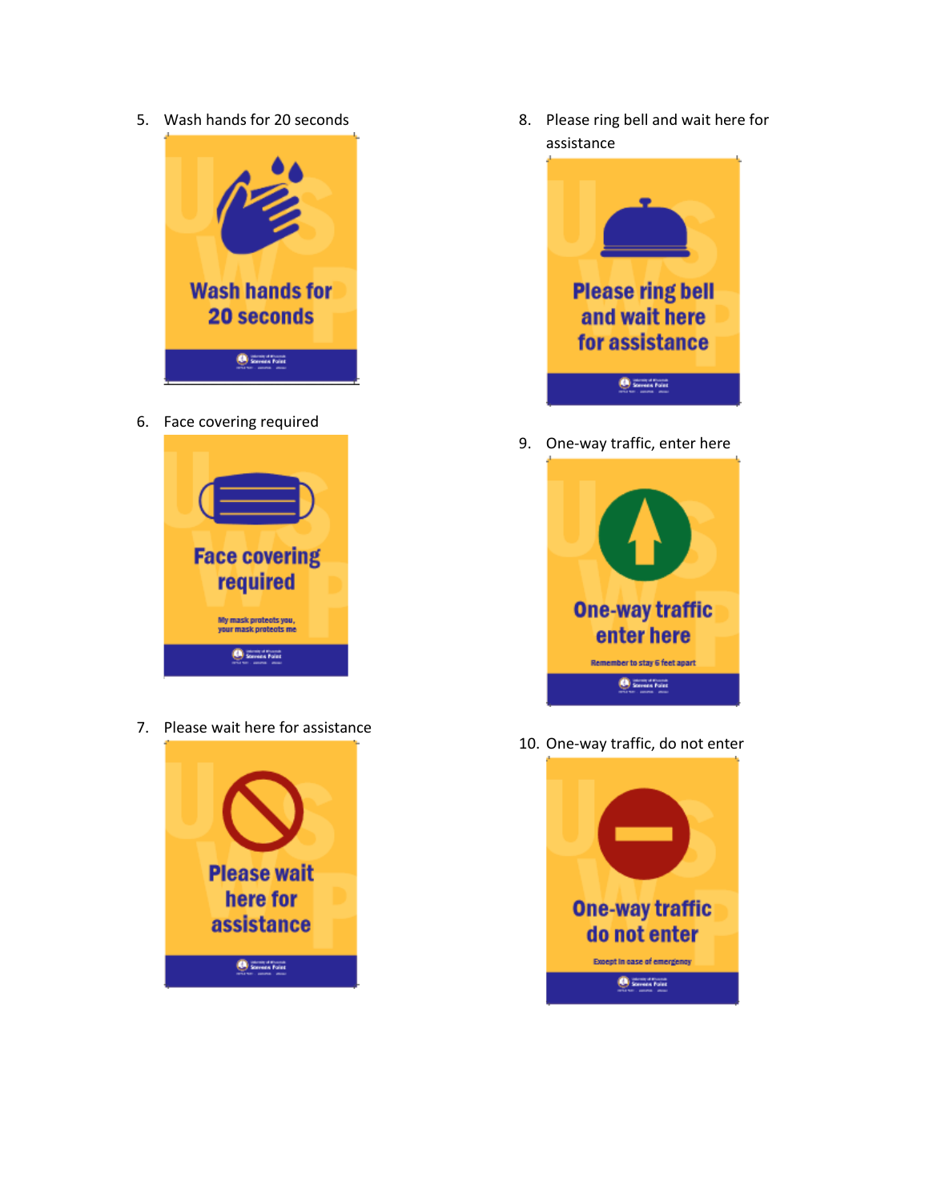5. Wash hands for 20 seconds

Wash hands for 20 seconds

6. Face covering required

Face covering required

My mask protects you, your mask protects me

7. Please wait here for assistance

Please wait here for assistance

8. Please ring bell and wait here for assistance

Please ring bell and wait here for assistance

9. One-way traffic, enter here

One-way traffic enter here

Remember to stay 6 feet apart

10. One-way traffic, do not enter

One-way traffic do not enter

Except in case of emergency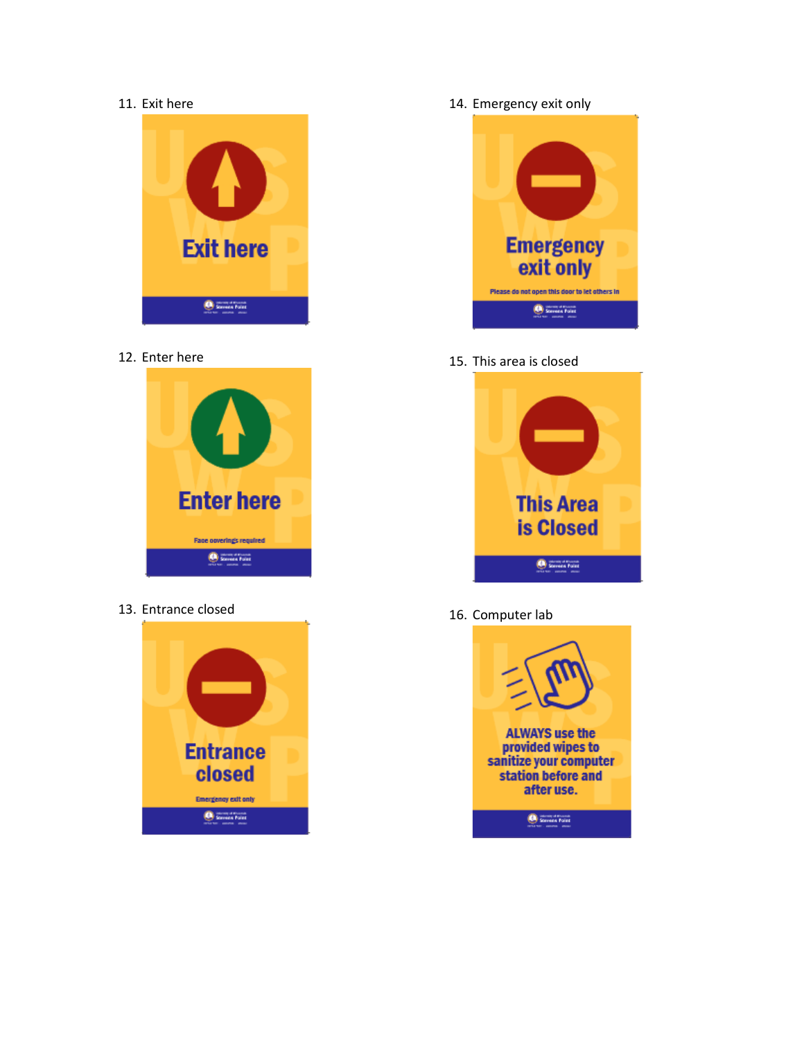11. Exit here

Exit here

12. Enter here

Enter here

Face coverings required

13. Entrance closed

Entrance closed

Emergency exit only

14. Emergency exit only

Emergency exit only

Please do not open this door to let others in

15. This area is closed

This Area is Closed

16. Computer lab

ALWAYS use the provided wipes to sanitize your computer station before and after use.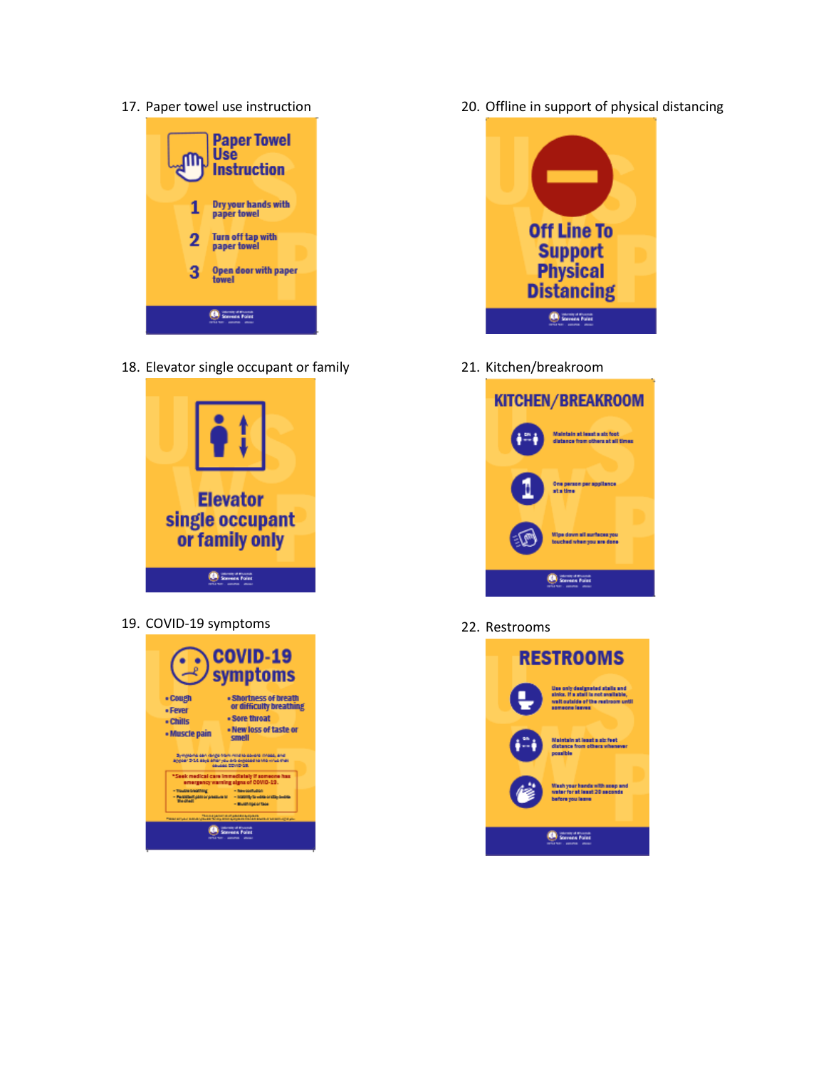17. Paper towel use instruction

**Paper Towel Use Instruction**

1. Dry your hands with paper towel
2. Turn off tap with paper towel
3. Open door with paper towel

18. Elevator single occupant or family

**Elevator single occupant or family only**

19. COVID-19 symptoms

**COVID-19 symptoms**

- Cough
- Fever
- Chills
- Muscle pain
- Shortness of breath or difficulty breathing
- Sore throat
- New loss of taste or smell

20. Offline in support of physical distancing

**Off Line To Support Physical Distancing**

21. Kitchen/breakroom

**KITCHEN/BREAKROOM**

- Maintain at least a six foot distance from others at all times
- One person per appliance at a time
- Wipe down all surfaces you touched when you are done

22. Restrooms

**RESTROOMS**

- Use only designated stalls and sinks. If a stall is not available, wait outside of the restroom until someone leaves
- Maintain at least a six feet distance from others whenever possible
- Wash your hands with soap and water for at least 20 seconds before you leave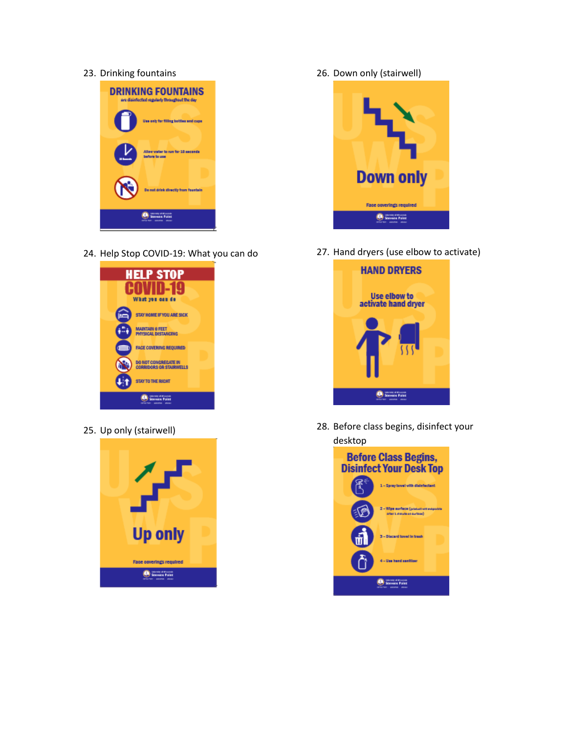23. Drinking fountains

DRINKING FOUNTAINS are disinfected regularly throughout the day

Use only for filling bottles and cups

Allow water to run for 10 seconds before to use

Do not drink directly from fountain

24. Help Stop COVID-19: What you can do

HELP STOP COVID-19 What you can do

STAY HOME IF YOU ARE SICK

MAINTAIN 6 FEET PHYSICAL DISTANCING

FACE COVERING REQUIRED

DO NOT CONGREGATE IN CORRIDORS OR STAIRWELLS

STAY TO THE RIGHT

25. Up only (stairwell)

Up only

Face coverings required

26. Down only (stairwell)

Down only

Face coverings required

27. Hand dryers (use elbow to activate)

HAND DRYERS

Use elbow to activate hand dryer

28. Before class begins, disinfect your desktop

Before Class Begins, Disinfect Your Desk Top

1 – Spray towel with disinfectant

2 – Wipe surface (product will evaporate after 1 minute on surface)

3 – Discard towel in trash

4 – Use hand sanitizer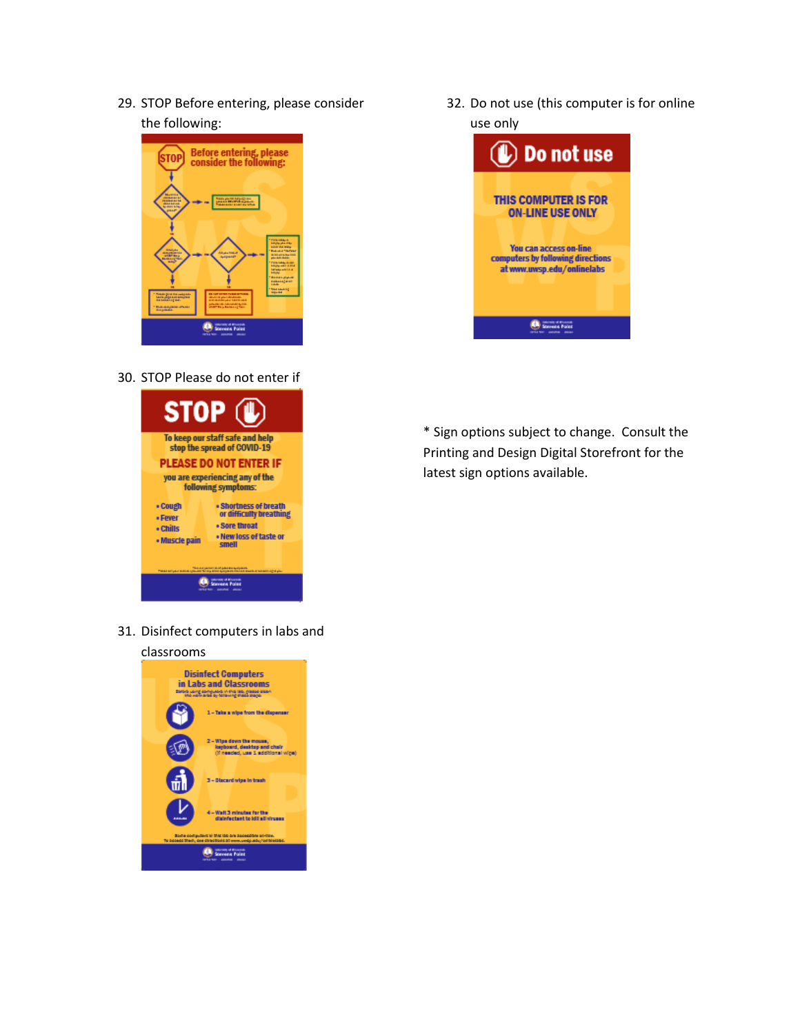29. STOP Before entering, please consider the following:

30. STOP Please do not enter if

31. Disinfect computers in labs and classrooms

32. Do not use (this computer is for online use only

\* Sign options subject to change. Consult the Printing and Design Digital Storefront for the latest sign options available.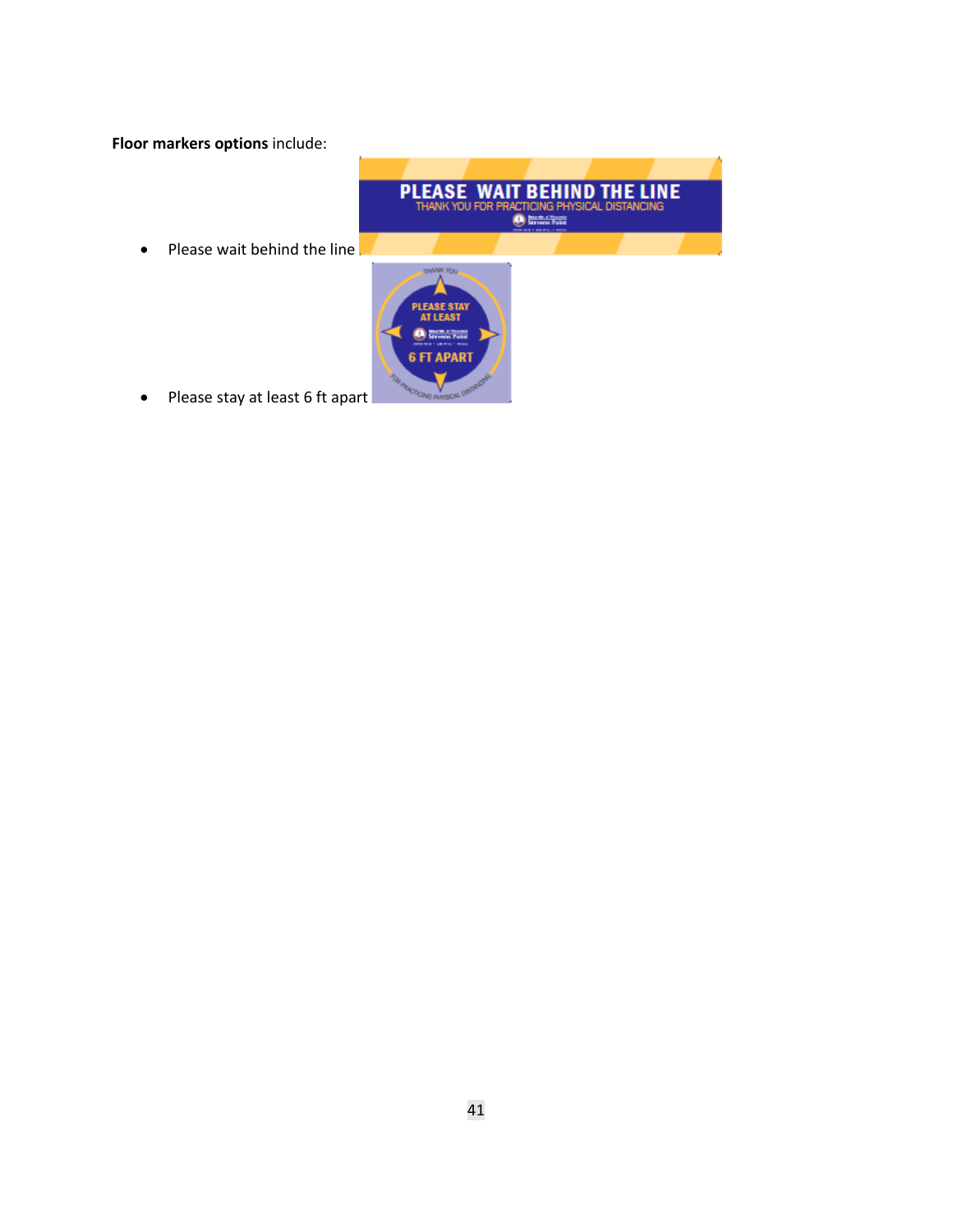**Floor markers options** include:

- Please wait behind the line
- Please stay at least 6 ft apart